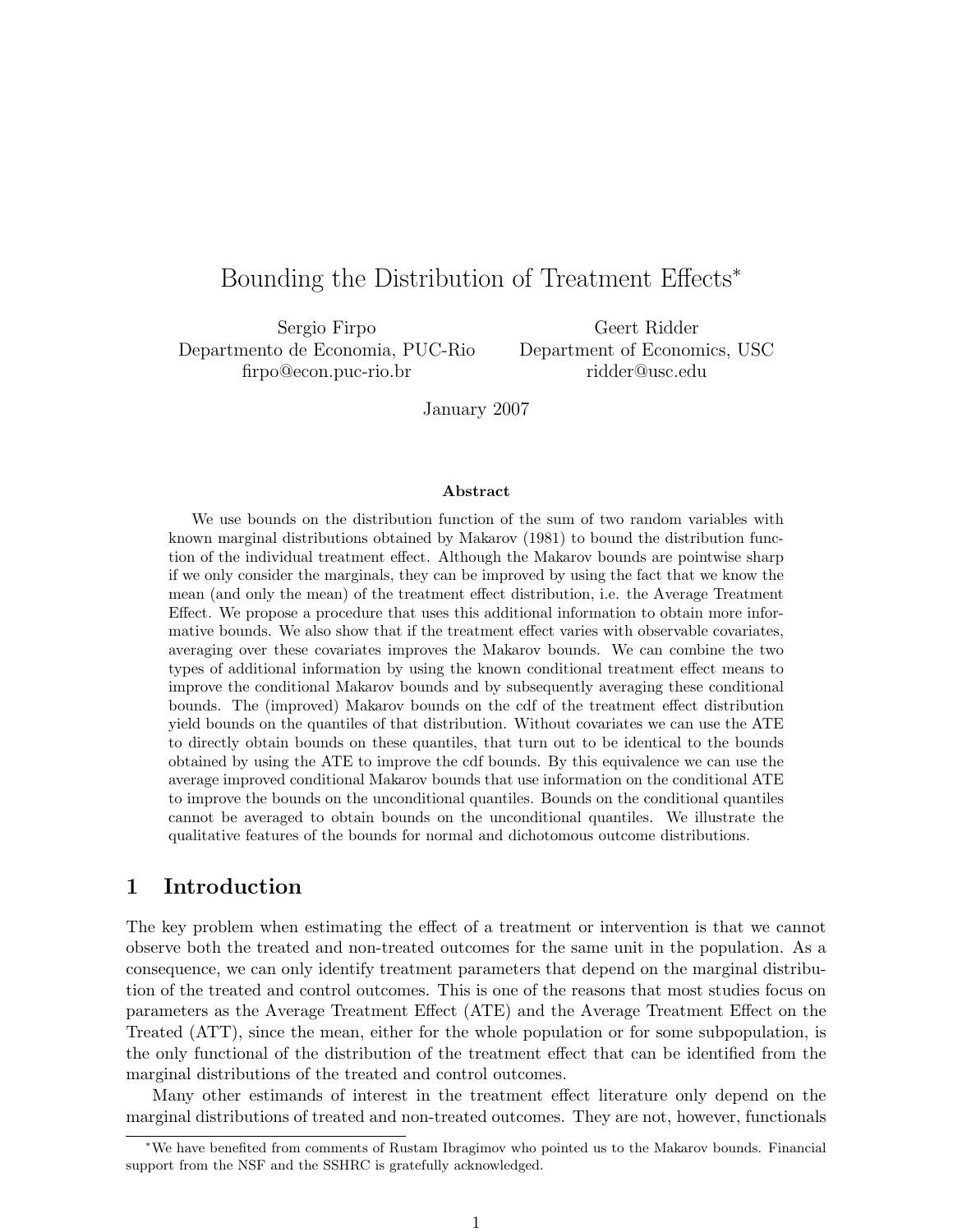# Bounding the Distribution of Treatment Effects*

Sergio Firpo
Departmento de Economia, PUC-Rio
firpo@econ.puc-rio.br

Geert Ridder
Department of Economics, USC
ridder@usc.edu

January 2007

**Abstract**

We use bounds on the distribution function of the sum of two random variables with known marginal distributions obtained by Makarov (1981) to bound the distribution function of the individual treatment effect. Although the Makarov bounds are pointwise sharp if we only consider the marginals, they can be improved by using the fact that we know the mean (and only the mean) of the treatment effect distribution, i.e. the Average Treatment Effect. We propose a procedure that uses this additional information to obtain more informative bounds. We also show that if the treatment effect varies with observable covariates, averaging over these covariates improves the Makarov bounds. We can combine the two types of additional information by using the known conditional treatment effect means to improve the conditional Makarov bounds and by subsequently averaging these conditional bounds. The (improved) Makarov bounds on the cdf of the treatment effect distribution yield bounds on the quantiles of that distribution. Without covariates we can use the ATE to directly obtain bounds on these quantiles, that turn out to be identical to the bounds obtained by using the ATE to improve the cdf bounds. By this equivalence we can use the average improved conditional Makarov bounds that use information on the conditional ATE to improve the bounds on the unconditional quantiles. Bounds on the conditional quantiles cannot be averaged to obtain bounds on the unconditional quantiles. We illustrate the qualitative features of the bounds for normal and dichotomous outcome distributions.

## 1 Introduction

The key problem when estimating the effect of a treatment or intervention is that we cannot observe both the treated and non-treated outcomes for the same unit in the population. As a consequence, we can only identify treatment parameters that depend on the marginal distribution of the treated and control outcomes. This is one of the reasons that most studies focus on parameters as the Average Treatment Effect (ATE) and the Average Treatment Effect on the Treated (ATT), since the mean, either for the whole population or for some subpopulation, is the only functional of the distribution of the treatment effect that can be identified from the marginal distributions of the treated and control outcomes.

Many other estimands of interest in the treatment effect literature only depend on the marginal distributions of treated and non-treated outcomes. They are not, however, functionals

*We have benefited from comments of Rustam Ibragimov who pointed us to the Makarov bounds. Financial support from the NSF and the SSHRC is gratefully acknowledged.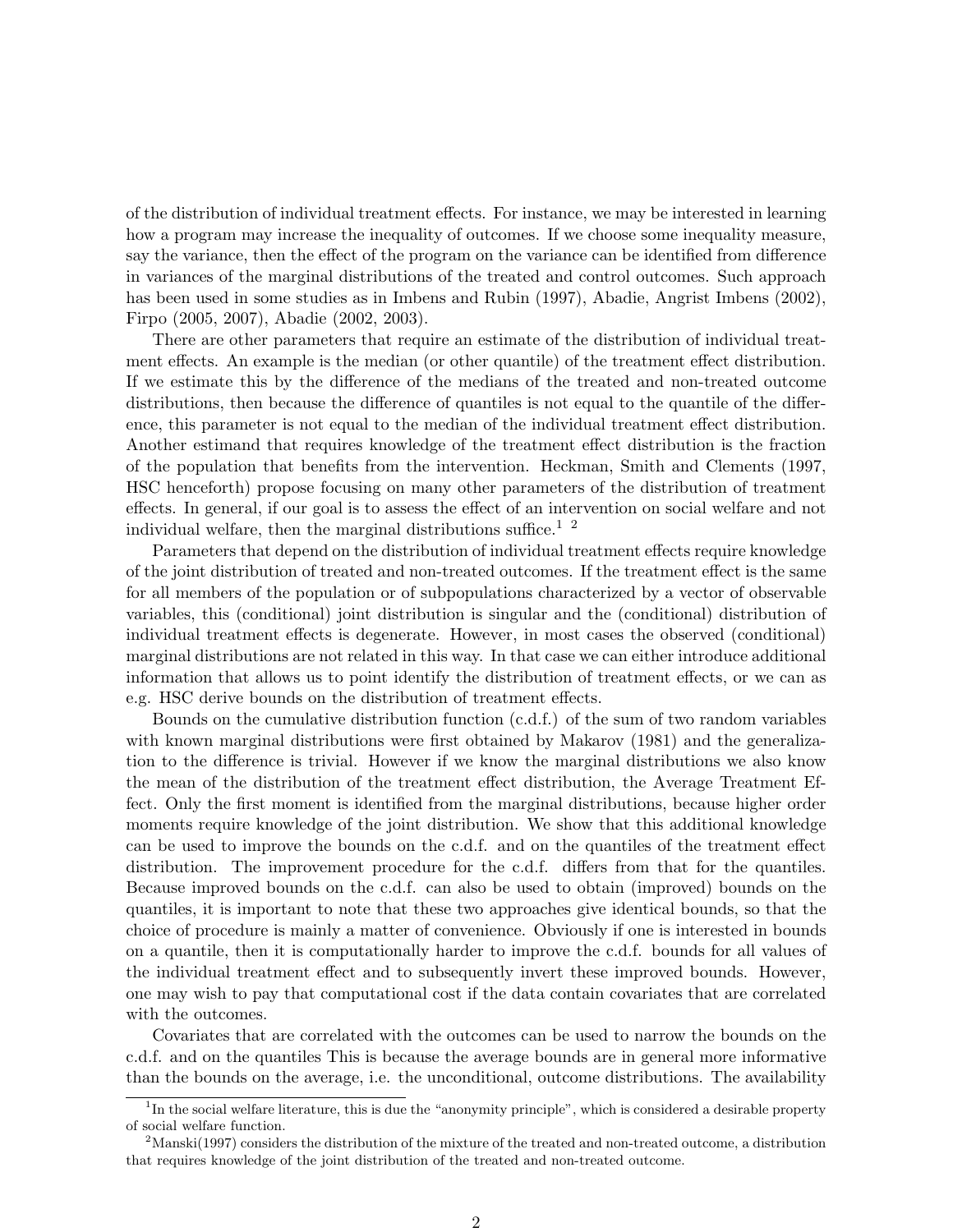of the distribution of individual treatment effects. For instance, we may be interested in learning how a program may increase the inequality of outcomes. If we choose some inequality measure, say the variance, then the effect of the program on the variance can be identified from difference in variances of the marginal distributions of the treated and control outcomes. Such approach has been used in some studies as in Imbens and Rubin (1997), Abadie, Angrist Imbens (2002), Firpo (2005, 2007), Abadie (2002, 2003).

There are other parameters that require an estimate of the distribution of individual treatment effects. An example is the median (or other quantile) of the treatment effect distribution. If we estimate this by the difference of the medians of the treated and non-treated outcome distributions, then because the difference of quantiles is not equal to the quantile of the difference, this parameter is not equal to the median of the individual treatment effect distribution. Another estimand that requires knowledge of the treatment effect distribution is the fraction of the population that benefits from the intervention. Heckman, Smith and Clements (1997, HSC henceforth) propose focusing on many other parameters of the distribution of treatment effects. In general, if our goal is to assess the effect of an intervention on social welfare and not individual welfare, then the marginal distributions suffice.[1] [2]

Parameters that depend on the distribution of individual treatment effects require knowledge of the joint distribution of treated and non-treated outcomes. If the treatment effect is the same for all members of the population or of subpopulations characterized by a vector of observable variables, this (conditional) joint distribution is singular and the (conditional) distribution of individual treatment effects is degenerate. However, in most cases the observed (conditional) marginal distributions are not related in this way. In that case we can either introduce additional information that allows us to point identify the distribution of treatment effects, or we can as e.g. HSC derive bounds on the distribution of treatment effects.

Bounds on the cumulative distribution function (c.d.f.) of the sum of two random variables with known marginal distributions were first obtained by Makarov (1981) and the generalization to the difference is trivial. However if we know the marginal distributions we also know the mean of the distribution of the treatment effect distribution, the Average Treatment Effect. Only the first moment is identified from the marginal distributions, because higher order moments require knowledge of the joint distribution. We show that this additional knowledge can be used to improve the bounds on the c.d.f. and on the quantiles of the treatment effect distribution. The improvement procedure for the c.d.f. differs from that for the quantiles. Because improved bounds on the c.d.f. can also be used to obtain (improved) bounds on the quantiles, it is important to note that these two approaches give identical bounds, so that the choice of procedure is mainly a matter of convenience. Obviously if one is interested in bounds on a quantile, then it is computationally harder to improve the c.d.f. bounds for all values of the individual treatment effect and to subsequently invert these improved bounds. However, one may wish to pay that computational cost if the data contain covariates that are correlated with the outcomes.

Covariates that are correlated with the outcomes can be used to narrow the bounds on the c.d.f. and on the quantiles This is because the average bounds are in general more informative than the bounds on the average, i.e. the unconditional, outcome distributions. The availability

[1] In the social welfare literature, this is due the "anonymity principle", which is considered a desirable property of social welfare function.

[2] Manski(1997) considers the distribution of the mixture of the treated and non-treated outcome, a distribution that requires knowledge of the joint distribution of the treated and non-treated outcome.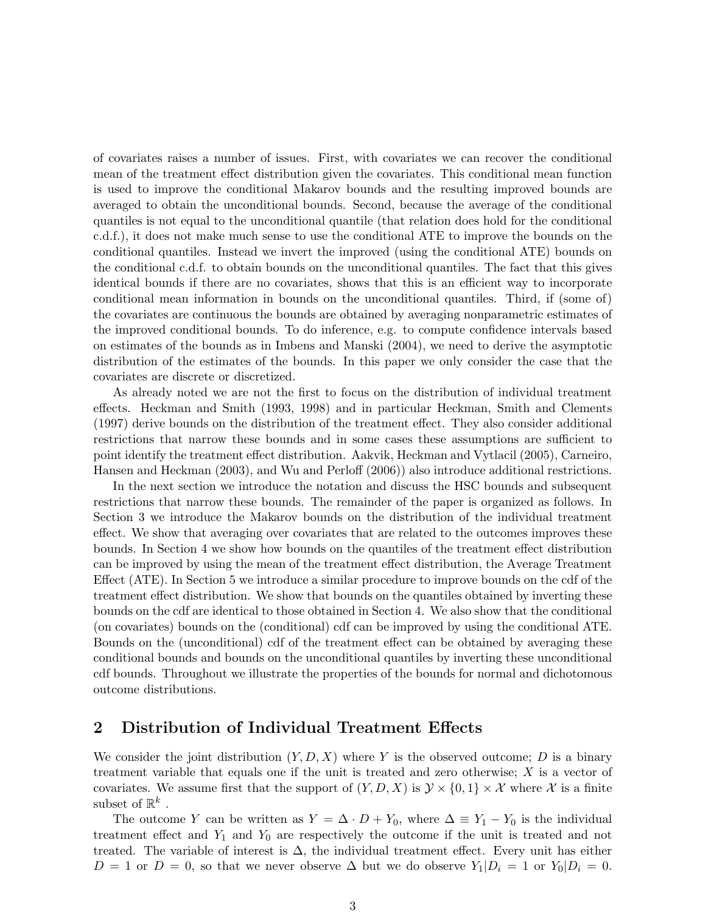of covariates raises a number of issues. First, with covariates we can recover the conditional mean of the treatment effect distribution given the covariates. This conditional mean function is used to improve the conditional Makarov bounds and the resulting improved bounds are averaged to obtain the unconditional bounds. Second, because the average of the conditional quantiles is not equal to the unconditional quantile (that relation does hold for the conditional c.d.f.), it does not make much sense to use the conditional ATE to improve the bounds on the conditional quantiles. Instead we invert the improved (using the conditional ATE) bounds on the conditional c.d.f. to obtain bounds on the unconditional quantiles. The fact that this gives identical bounds if there are no covariates, shows that this is an efficient way to incorporate conditional mean information in bounds on the unconditional quantiles. Third, if (some of) the covariates are continuous the bounds are obtained by averaging nonparametric estimates of the improved conditional bounds. To do inference, e.g. to compute confidence intervals based on estimates of the bounds as in Imbens and Manski (2004), we need to derive the asymptotic distribution of the estimates of the bounds. In this paper we only consider the case that the covariates are discrete or discretized.

As already noted we are not the first to focus on the distribution of individual treatment effects. Heckman and Smith (1993, 1998) and in particular Heckman, Smith and Clements (1997) derive bounds on the distribution of the treatment effect. They also consider additional restrictions that narrow these bounds and in some cases these assumptions are sufficient to point identify the treatment effect distribution. Aakvik, Heckman and Vytlacil (2005), Carneiro, Hansen and Heckman (2003), and Wu and Perloff (2006)) also introduce additional restrictions.

In the next section we introduce the notation and discuss the HSC bounds and subsequent restrictions that narrow these bounds. The remainder of the paper is organized as follows. In Section 3 we introduce the Makarov bounds on the distribution of the individual treatment effect. We show that averaging over covariates that are related to the outcomes improves these bounds. In Section 4 we show how bounds on the quantiles of the treatment effect distribution can be improved by using the mean of the treatment effect distribution, the Average Treatment Effect (ATE). In Section 5 we introduce a similar procedure to improve bounds on the cdf of the treatment effect distribution. We show that bounds on the quantiles obtained by inverting these bounds on the cdf are identical to those obtained in Section 4. We also show that the conditional (on covariates) bounds on the (conditional) cdf can be improved by using the conditional ATE. Bounds on the (unconditional) cdf of the treatment effect can be obtained by averaging these conditional bounds and bounds on the unconditional quantiles by inverting these unconditional cdf bounds. Throughout we illustrate the properties of the bounds for normal and dichotomous outcome distributions.

## 2 Distribution of Individual Treatment Effects

We consider the joint distribution $(Y, D, X)$ where $Y$ is the observed outcome; $D$ is a binary treatment variable that equals one if the unit is treated and zero otherwise; $X$ is a vector of covariates. We assume first that the support of $(Y, D, X)$ is $\mathcal{Y} \times \{0, 1\} \times \mathcal{X}$ where $\mathcal{X}$ is a finite subset of $\mathbb{R}^k$ .

The outcome $Y$ can be written as $Y = \Delta \cdot D + Y_0$, where $\Delta \equiv Y_1 - Y_0$ is the individual treatment effect and $Y_1$ and $Y_0$ are respectively the outcome if the unit is treated and not treated. The variable of interest is $\Delta$, the individual treatment effect. Every unit has either $D = 1$ or $D = 0$, so that we never observe $\Delta$ but we do observe $Y_1|D_i = 1$ or $Y_0|D_i = 0$.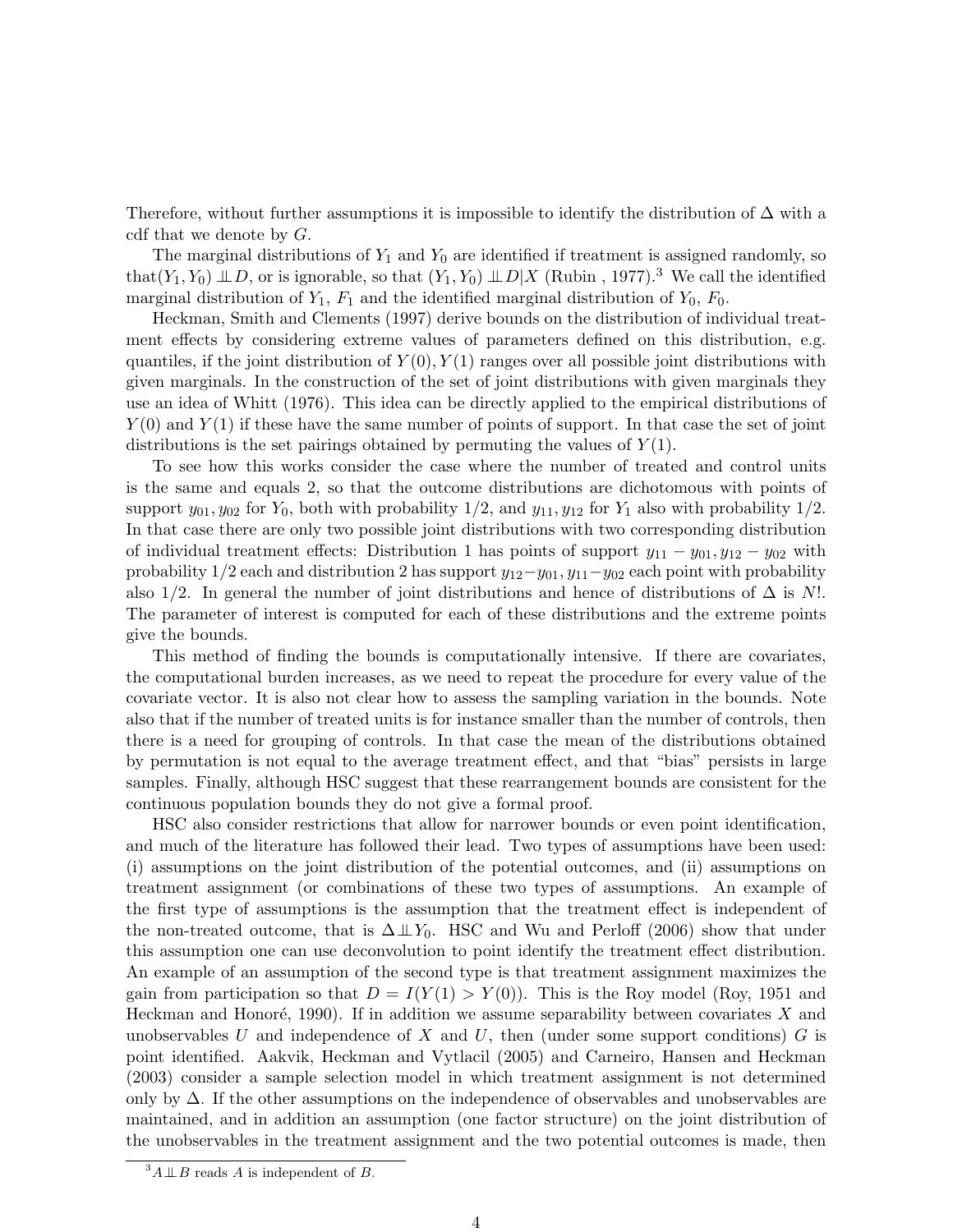Therefore, without further assumptions it is impossible to identify the distribution of $\Delta$ with a cdf that we denote by $G$.

The marginal distributions of $Y_1$ and $Y_0$ are identified if treatment is assigned randomly, so that$(Y_1, Y_0) \perp\!\!\!\perp D$, or is ignorable, so that $(Y_1, Y_0) \perp\!\!\!\perp D|X$ (Rubin , 1977).[3] We call the identified marginal distribution of $Y_1$, $F_1$ and the identified marginal distribution of $Y_0$, $F_0$.

Heckman, Smith and Clements (1997) derive bounds on the distribution of individual treatment effects by considering extreme values of parameters defined on this distribution, e.g. quantiles, if the joint distribution of $Y(0), Y(1)$ ranges over all possible joint distributions with given marginals. In the construction of the set of joint distributions with given marginals they use an idea of Whitt (1976). This idea can be directly applied to the empirical distributions of $Y(0)$ and $Y(1)$ if these have the same number of points of support. In that case the set of joint distributions is the set pairings obtained by permuting the values of $Y(1)$.

To see how this works consider the case where the number of treated and control units is the same and equals 2, so that the outcome distributions are dichotomous with points of support $y_{01}, y_{02}$ for $Y_0$, both with probability 1/2, and $y_{11}, y_{12}$ for $Y_1$ also with probability 1/2. In that case there are only two possible joint distributions with two corresponding distribution of individual treatment effects: Distribution 1 has points of support $y_{11} - y_{01}, y_{12} - y_{02}$ with probability 1/2 each and distribution 2 has support $y_{12} - y_{01}, y_{11} - y_{02}$ each point with probability also 1/2. In general the number of joint distributions and hence of distributions of $\Delta$ is $N!$. The parameter of interest is computed for each of these distributions and the extreme points give the bounds.

This method of finding the bounds is computationally intensive. If there are covariates, the computational burden increases, as we need to repeat the procedure for every value of the covariate vector. It is also not clear how to assess the sampling variation in the bounds. Note also that if the number of treated units is for instance smaller than the number of controls, then there is a need for grouping of controls. In that case the mean of the distributions obtained by permutation is not equal to the average treatment effect, and that "bias" persists in large samples. Finally, although HSC suggest that these rearrangement bounds are consistent for the continuous population bounds they do not give a formal proof.

HSC also consider restrictions that allow for narrower bounds or even point identification, and much of the literature has followed their lead. Two types of assumptions have been used: (i) assumptions on the joint distribution of the potential outcomes, and (ii) assumptions on treatment assignment (or combinations of these two types of assumptions. An example of the first type of assumptions is the assumption that the treatment effect is independent of the non-treated outcome, that is $\Delta \perp\!\!\!\perp Y_0$. HSC and Wu and Perloff (2006) show that under this assumption one can use deconvolution to point identify the treatment effect distribution. An example of an assumption of the second type is that treatment assignment maximizes the gain from participation so that $D = I(Y(1) > Y(0))$. This is the Roy model (Roy, 1951 and Heckman and Honoré, 1990). If in addition we assume separability between covariates $X$ and unobservables $U$ and independence of $X$ and $U$, then (under some support conditions) $G$ is point identified. Aakvik, Heckman and Vytlacil (2005) and Carneiro, Hansen and Heckman (2003) consider a sample selection model in which treatment assignment is not determined only by $\Delta$. If the other assumptions on the independence of observables and unobservables are maintained, and in addition an assumption (one factor structure) on the joint distribution of the unobservables in the treatment assignment and the two potential outcomes is made, then

[3] $A \perp\!\!\!\perp B$ reads $A$ is independent of $B$.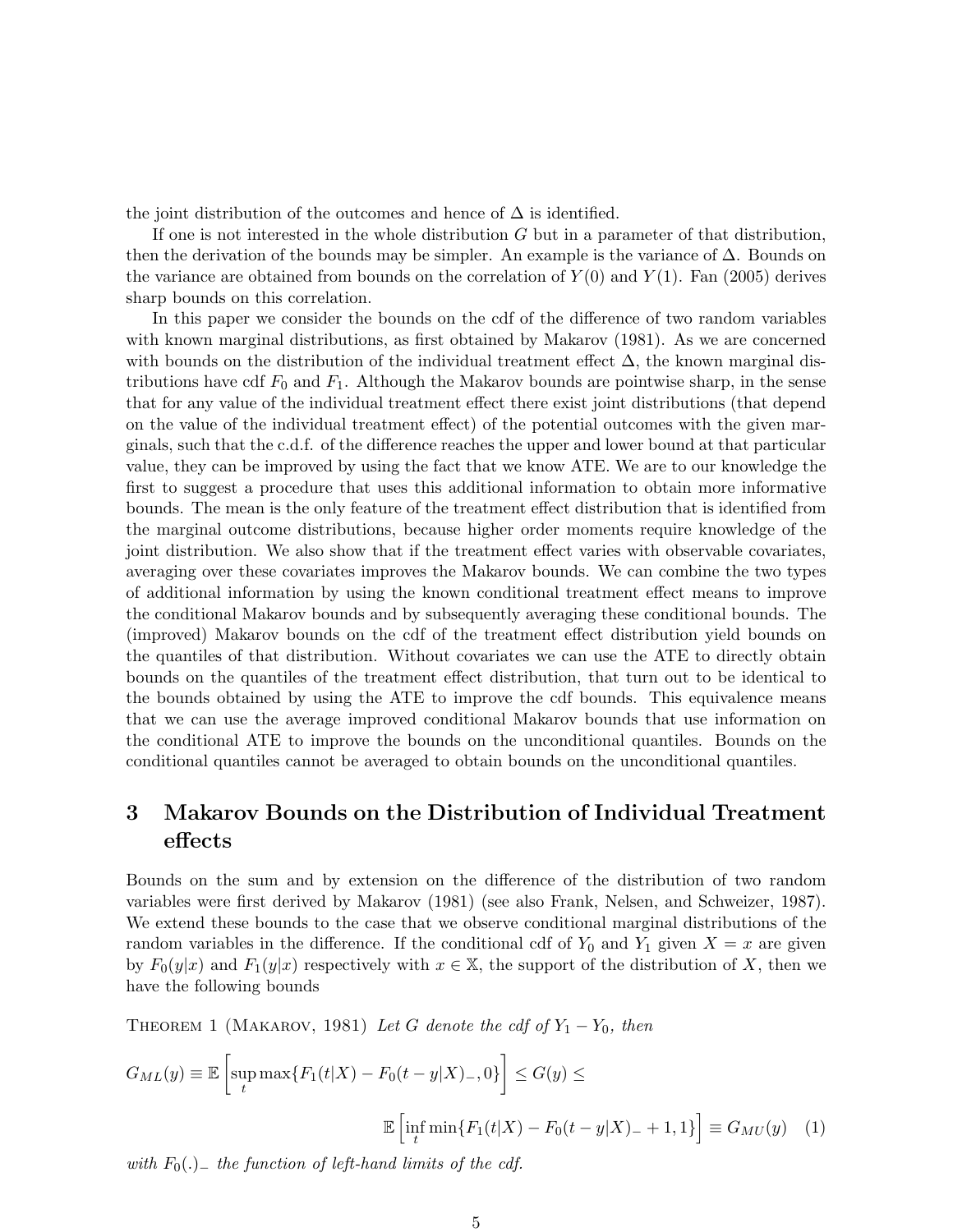the joint distribution of the outcomes and hence of $\Delta$ is identified.

If one is not interested in the whole distribution $G$ but in a parameter of that distribution, then the derivation of the bounds may be simpler. An example is the variance of $\Delta$. Bounds on the variance are obtained from bounds on the correlation of $Y(0)$ and $Y(1)$. Fan (2005) derives sharp bounds on this correlation.

In this paper we consider the bounds on the cdf of the difference of two random variables with known marginal distributions, as first obtained by Makarov (1981). As we are concerned with bounds on the distribution of the individual treatment effect $\Delta$, the known marginal distributions have cdf $F_0$ and $F_1$. Although the Makarov bounds are pointwise sharp, in the sense that for any value of the individual treatment effect there exist joint distributions (that depend on the value of the individual treatment effect) of the potential outcomes with the given marginals, such that the c.d.f. of the difference reaches the upper and lower bound at that particular value, they can be improved by using the fact that we know ATE. We are to our knowledge the first to suggest a procedure that uses this additional information to obtain more informative bounds. The mean is the only feature of the treatment effect distribution that is identified from the marginal outcome distributions, because higher order moments require knowledge of the joint distribution. We also show that if the treatment effect varies with observable covariates, averaging over these covariates improves the Makarov bounds. We can combine the two types of additional information by using the known conditional treatment effect means to improve the conditional Makarov bounds and by subsequently averaging these conditional bounds. The (improved) Makarov bounds on the cdf of the treatment effect distribution yield bounds on the quantiles of that distribution. Without covariates we can use the ATE to directly obtain bounds on the quantiles of the treatment effect distribution, that turn out to be identical to the bounds obtained by using the ATE to improve the cdf bounds. This equivalence means that we can use the average improved conditional Makarov bounds that use information on the conditional ATE to improve the bounds on the unconditional quantiles. Bounds on the conditional quantiles cannot be averaged to obtain bounds on the unconditional quantiles.

# 3 Makarov Bounds on the Distribution of Individual Treatment effects

Bounds on the sum and by extension on the difference of the distribution of two random variables were first derived by Makarov (1981) (see also Frank, Nelsen, and Schweizer, 1987). We extend these bounds to the case that we observe conditional marginal distributions of the random variables in the difference. If the conditional cdf of $Y_0$ and $Y_1$ given $X = x$ are given by $F_0(y|x)$ and $F_1(y|x)$ respectively with $x \in \mathbb{X}$, the support of the distribution of $X$, then we have the following bounds

Theorem 1 (Makarov, 1981) *Let $G$ denote the cdf of $Y_1 - Y_0$, then*

$$G_{ML}(y) \equiv \mathbb{E}\left[\sup_t \max\{F_1(t|X) - F_0(t-y|X)_-, 0\}\right] \leq G(y) \leq$$

$$\mathbb{E}\left[\inf_t \min\{F_1(t|X) - F_0(t-y|X)_- + 1, 1\}\right] \equiv G_{MU}(y) \quad (1)$$

*with $F_0(.)_-$ the function of left-hand limits of the cdf.*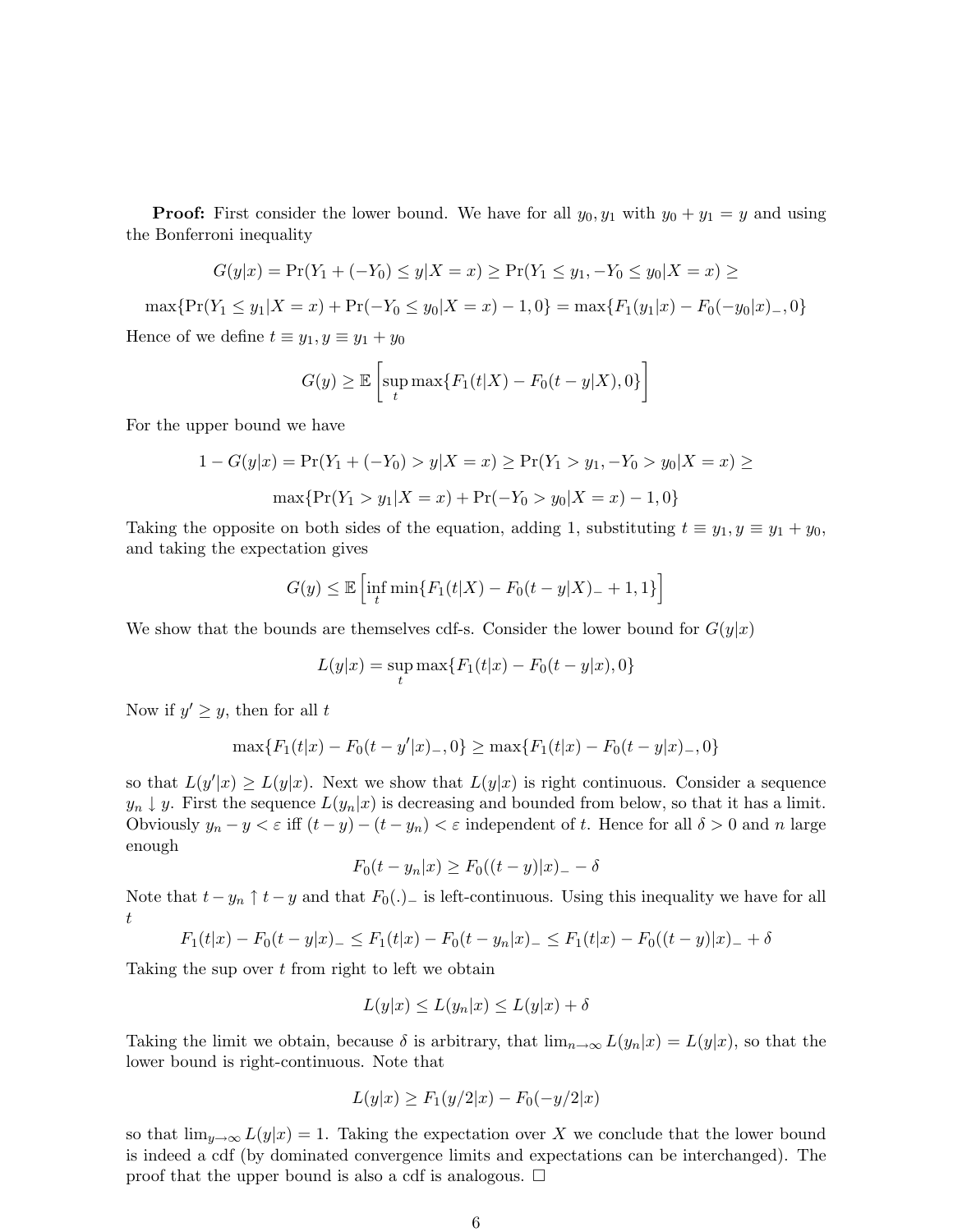**Proof:** First consider the lower bound. We have for all $y_0, y_1$ with $y_0 + y_1 = y$ and using the Bonferroni inequality

$$G(y|x) = \Pr(Y_1 + (-Y_0) \leq y|X = x) \geq \Pr(Y_1 \leq y_1, -Y_0 \leq y_0|X = x) \geq$$

$$\max\{\Pr(Y_1 \leq y_1|X = x) + \Pr(-Y_0 \leq y_0|X = x) - 1, 0\} = \max\{F_1(y_1|x) - F_0(-y_0|x)_-, 0\}$$

Hence of we define $t \equiv y_1, y \equiv y_1 + y_0$

$$G(y) \geq \mathbb{E}\left[\sup_t \max\{F_1(t|X) - F_0(t - y|X), 0\}\right]$$

For the upper bound we have

$$1 - G(y|x) = \Pr(Y_1 + (-Y_0) > y|X = x) \geq \Pr(Y_1 > y_1, -Y_0 > y_0|X = x) \geq$$

$$\max\{\Pr(Y_1 > y_1|X = x) + \Pr(-Y_0 > y_0|X = x) - 1, 0\}$$

Taking the opposite on both sides of the equation, adding 1, substituting $t \equiv y_1, y \equiv y_1 + y_0$, and taking the expectation gives

$$G(y) \leq \mathbb{E}\left[\inf_t \min\{F_1(t|X) - F_0(t - y|X)_- + 1, 1\}\right]$$

We show that the bounds are themselves cdf-s. Consider the lower bound for $G(y|x)$

$$L(y|x) = \sup_t \max\{F_1(t|x) - F_0(t - y|x), 0\}$$

Now if $y' \geq y$, then for all $t$

$$\max\{F_1(t|x) - F_0(t - y'|x)_-, 0\} \geq \max\{F_1(t|x) - F_0(t - y|x)_-, 0\}$$

so that $L(y'|x) \geq L(y|x)$. Next we show that $L(y|x)$ is right continuous. Consider a sequence $y_n \downarrow y$. First the sequence $L(y_n|x)$ is decreasing and bounded from below, so that it has a limit. Obviously $y_n - y < \varepsilon$ iff $(t - y) - (t - y_n) < \varepsilon$ independent of $t$. Hence for all $\delta > 0$ and $n$ large enough

$$F_0(t - y_n|x) \geq F_0((t - y)|x)_- - \delta$$

Note that $t - y_n \uparrow t - y$ and that $F_0(.)_-$ is left-continuous. Using this inequality we have for all $t$

$$F_1(t|x) - F_0(t - y|x)_- \leq F_1(t|x) - F_0(t - y_n|x)_- \leq F_1(t|x) - F_0((t - y)|x)_- + \delta$$

Taking the sup over $t$ from right to left we obtain

$$L(y|x) \leq L(y_n|x) \leq L(y|x) + \delta$$

Taking the limit we obtain, because $\delta$ is arbitrary, that $\lim_{n\to\infty} L(y_n|x) = L(y|x)$, so that the lower bound is right-continuous. Note that

$$L(y|x) \geq F_1(y/2|x) - F_0(-y/2|x)$$

so that $\lim_{y\to\infty} L(y|x) = 1$. Taking the expectation over $X$ we conclude that the lower bound is indeed a cdf (by dominated convergence limits and expectations can be interchanged). The proof that the upper bound is also a cdf is analogous. □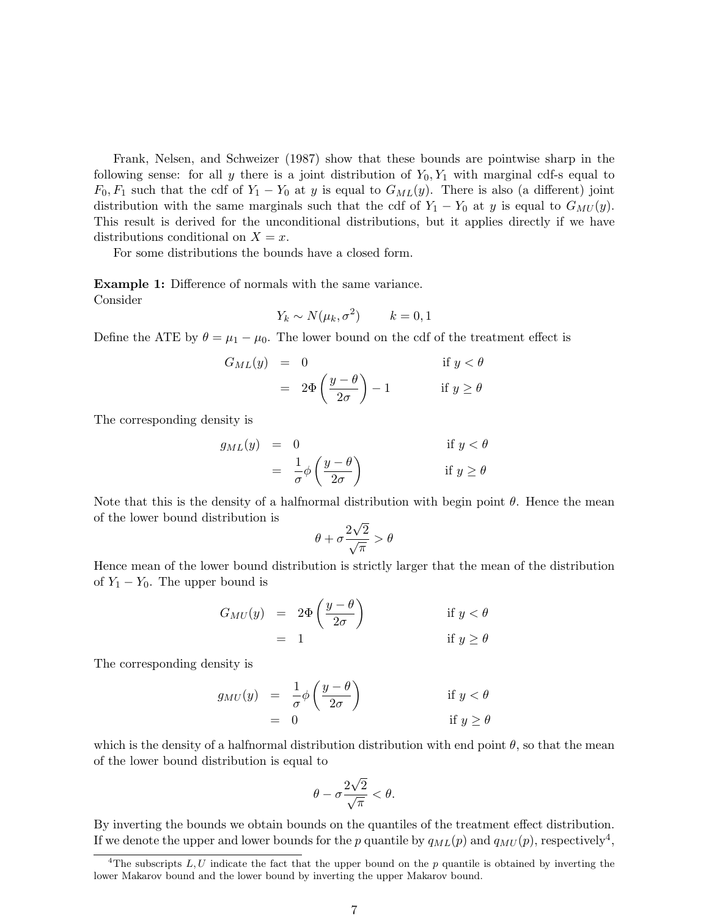Frank, Nelsen, and Schweizer (1987) show that these bounds are pointwise sharp in the following sense: for all $y$ there is a joint distribution of $Y_0, Y_1$ with marginal cdf-s equal to $F_0, F_1$ such that the cdf of $Y_1 - Y_0$ at $y$ is equal to $G_{ML}(y)$. There is also (a different) joint distribution with the same marginals such that the cdf of $Y_1 - Y_0$ at $y$ is equal to $G_{MU}(y)$. This result is derived for the unconditional distributions, but it applies directly if we have distributions conditional on $X = x$.

For some distributions the bounds have a closed form.

**Example 1:** Difference of normals with the same variance.
Consider

$$Y_k \sim N(\mu_k, \sigma^2) \qquad k = 0, 1$$

Define the ATE by $\theta = \mu_1 - \mu_0$. The lower bound on the cdf of the treatment effect is

$$\begin{aligned} G_{ML}(y) &= 0 && \text{if } y < \theta \\ &= 2\Phi\left(\frac{y-\theta}{2\sigma}\right) - 1 && \text{if } y \geq \theta \end{aligned}$$

The corresponding density is

$$\begin{aligned} g_{ML}(y) &= 0 && \text{if } y < \theta \\ &= \frac{1}{\sigma}\phi\left(\frac{y-\theta}{2\sigma}\right) && \text{if } y \geq \theta \end{aligned}$$

Note that this is the density of a halfnormal distribution with begin point $\theta$. Hence the mean of the lower bound distribution is

$$\theta + \sigma\frac{2\sqrt{2}}{\sqrt{\pi}} > \theta$$

Hence mean of the lower bound distribution is strictly larger that the mean of the distribution of $Y_1 - Y_0$. The upper bound is

$$\begin{aligned} G_{MU}(y) &= 2\Phi\left(\frac{y-\theta}{2\sigma}\right) && \text{if } y < \theta \\ &= 1 && \text{if } y \geq \theta \end{aligned}$$

The corresponding density is

$$\begin{aligned} g_{MU}(y) &= \frac{1}{\sigma}\phi\left(\frac{y-\theta}{2\sigma}\right) && \text{if } y < \theta \\ &= 0 && \text{if } y \geq \theta \end{aligned}$$

which is the density of a halfnormal distribution distribution with end point $\theta$, so that the mean of the lower bound distribution is equal to

$$\theta - \sigma\frac{2\sqrt{2}}{\sqrt{\pi}} < \theta.$$

By inverting the bounds we obtain bounds on the quantiles of the treatment effect distribution. If we denote the upper and lower bounds for the $p$ quantile by $q_{ML}(p)$ and $q_{MU}(p)$, respectively[4],

[4] The subscripts $L, U$ indicate the fact that the upper bound on the $p$ quantile is obtained by inverting the lower Makarov bound and the lower bound by inverting the upper Makarov bound.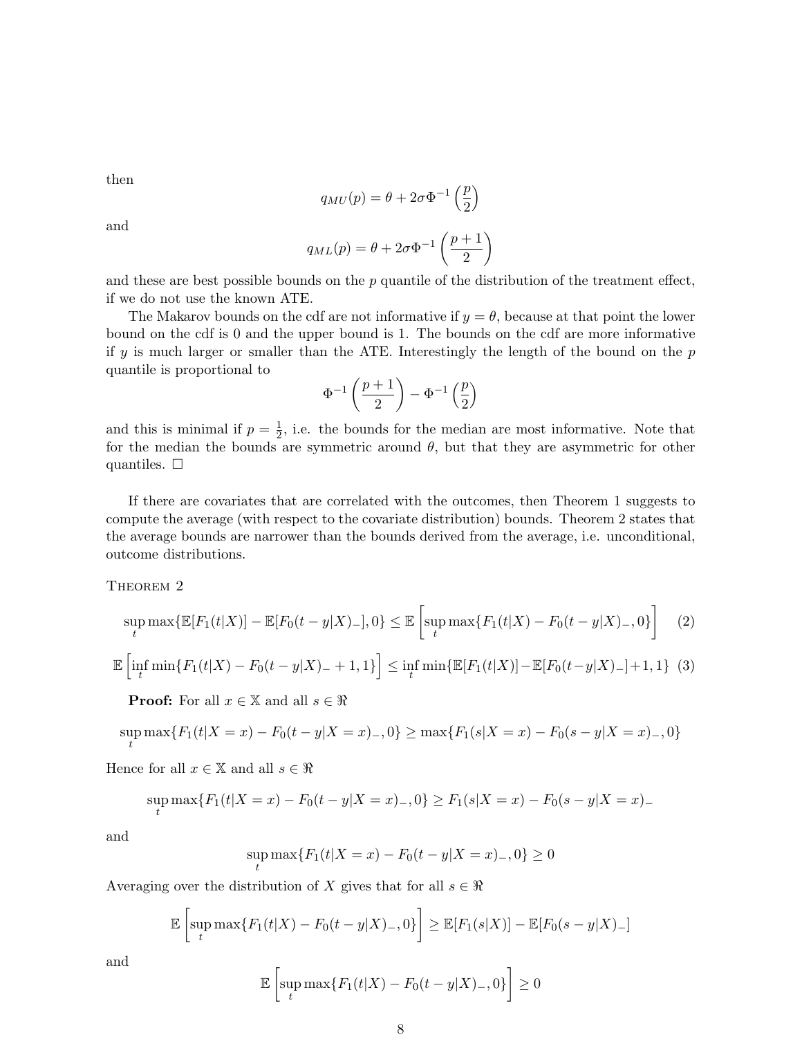then

$$q_{MU}(p) = \theta + 2\sigma\Phi^{-1}\left(\frac{p}{2}\right)$$

and

$$q_{ML}(p) = \theta + 2\sigma\Phi^{-1}\left(\frac{p+1}{2}\right)$$

and these are best possible bounds on the $p$ quantile of the distribution of the treatment effect, if we do not use the known ATE.

The Makarov bounds on the cdf are not informative if $y = \theta$, because at that point the lower bound on the cdf is 0 and the upper bound is 1. The bounds on the cdf are more informative if $y$ is much larger or smaller than the ATE. Interestingly the length of the bound on the $p$ quantile is proportional to

$$\Phi^{-1}\left(\frac{p+1}{2}\right) - \Phi^{-1}\left(\frac{p}{2}\right)$$

and this is minimal if $p = \frac{1}{2}$, i.e. the bounds for the median are most informative. Note that for the median the bounds are symmetric around $\theta$, but that they are asymmetric for other quantiles. □

If there are covariates that are correlated with the outcomes, then Theorem 1 suggests to compute the average (with respect to the covariate distribution) bounds. Theorem 2 states that the average bounds are narrower than the bounds derived from the average, i.e. unconditional, outcome distributions.

Theorem 2

$$\sup_t \max\{\mathbb{E}[F_1(t|X)] - \mathbb{E}[F_0(t-y|X)_-], 0\} \leq \mathbb{E}\left[\sup_t \max\{F_1(t|X) - F_0(t-y|X)_-, 0\}\right] \quad (2)$$

$$\mathbb{E}\left[\inf_t \min\{F_1(t|X) - F_0(t-y|X)_- + 1, 1\}\right] \leq \inf_t \min\{\mathbb{E}[F_1(t|X)] - \mathbb{E}[F_0(t-y|X)_-] + 1, 1\} \quad (3)$$

**Proof:** For all $x \in \mathbb{X}$ and all $s \in \Re$

$$\sup_t \max\{F_1(t|X=x) - F_0(t-y|X=x)_-, 0\} \geq \max\{F_1(s|X=x) - F_0(s-y|X=x)_-, 0\}$$

Hence for all $x \in \mathbb{X}$ and all $s \in \Re$

$$\sup_t \max\{F_1(t|X=x) - F_0(t-y|X=x)_-, 0\} \geq F_1(s|X=x) - F_0(s-y|X=x)_-$$

and

$$\sup_t \max\{F_1(t|X=x) - F_0(t-y|X=x)_-, 0\} \geq 0$$

Averaging over the distribution of $X$ gives that for all $s \in \Re$

$$\mathbb{E}\left[\sup_t \max\{F_1(t|X) - F_0(t-y|X)_-, 0\}\right] \geq \mathbb{E}[F_1(s|X)] - \mathbb{E}[F_0(s-y|X)_-]$$

and

$$\mathbb{E}\left[\sup_t \max\{F_1(t|X) - F_0(t-y|X)_-, 0\}\right] \geq 0$$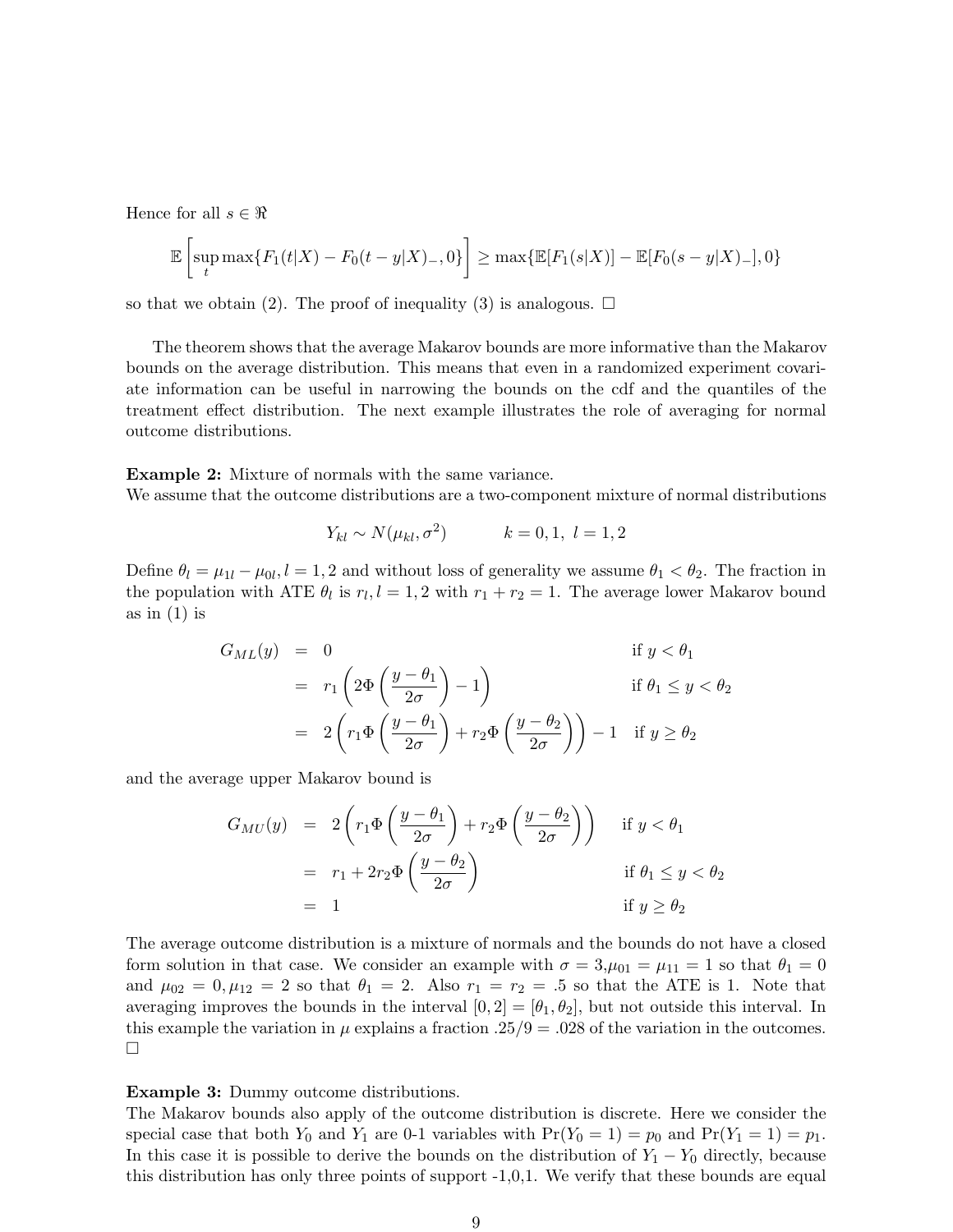Hence for all $s \in \Re$

$$\mathbb{E}\left[\sup_t \max\{F_1(t|X) - F_0(t-y|X)_-, 0\}\right] \geq \max\{\mathbb{E}[F_1(s|X)] - \mathbb{E}[F_0(s-y|X)_-], 0\}$$

so that we obtain (2). The proof of inequality (3) is analogous. □

The theorem shows that the average Makarov bounds are more informative than the Makarov bounds on the average distribution. This means that even in a randomized experiment covariate information can be useful in narrowing the bounds on the cdf and the quantiles of the treatment effect distribution. The next example illustrates the role of averaging for normal outcome distributions.

**Example 2:** Mixture of normals with the same variance.
We assume that the outcome distributions are a two-component mixture of normal distributions

$$Y_{kl} \sim N(\mu_{kl}, \sigma^2) \qquad k = 0, 1,\ l = 1, 2$$

Define $\theta_l = \mu_{1l} - \mu_{0l}, l = 1, 2$ and without loss of generality we assume $\theta_1 < \theta_2$. The fraction in the population with ATE $\theta_l$ is $r_l, l = 1, 2$ with $r_1 + r_2 = 1$. The average lower Makarov bound as in (1) is

$$\begin{aligned}
G_{ML}(y) &= 0 & \text{if } y < \theta_1 \\
&= r_1\left(2\Phi\left(\frac{y-\theta_1}{2\sigma}\right) - 1\right) & \text{if } \theta_1 \leq y < \theta_2 \\
&= 2\left(r_1\Phi\left(\frac{y-\theta_1}{2\sigma}\right) + r_2\Phi\left(\frac{y-\theta_2}{2\sigma}\right)\right) - 1 & \text{if } y \geq \theta_2
\end{aligned}$$

and the average upper Makarov bound is

$$\begin{aligned}
G_{MU}(y) &= 2\left(r_1\Phi\left(\frac{y-\theta_1}{2\sigma}\right) + r_2\Phi\left(\frac{y-\theta_2}{2\sigma}\right)\right) & \text{if } y < \theta_1 \\
&= r_1 + 2r_2\Phi\left(\frac{y-\theta_2}{2\sigma}\right) & \text{if } \theta_1 \leq y < \theta_2 \\
&= 1 & \text{if } y \geq \theta_2
\end{aligned}$$

The average outcome distribution is a mixture of normals and the bounds do not have a closed form solution in that case. We consider an example with $\sigma = 3$,$\mu_{01} = \mu_{11} = 1$ so that $\theta_1 = 0$ and $\mu_{02} = 0, \mu_{12} = 2$ so that $\theta_1 = 2$. Also $r_1 = r_2 = .5$ so that the ATE is 1. Note that averaging improves the bounds in the interval $[0, 2] = [\theta_1, \theta_2]$, but not outside this interval. In this example the variation in $\mu$ explains a fraction $.25/9 = .028$ of the variation in the outcomes. □

**Example 3:** Dummy outcome distributions.
The Makarov bounds also apply of the outcome distribution is discrete. Here we consider the special case that both $Y_0$ and $Y_1$ are 0-1 variables with $\Pr(Y_0 = 1) = p_0$ and $\Pr(Y_1 = 1) = p_1$. In this case it is possible to derive the bounds on the distribution of $Y_1 - Y_0$ directly, because this distribution has only three points of support -1,0,1. We verify that these bounds are equal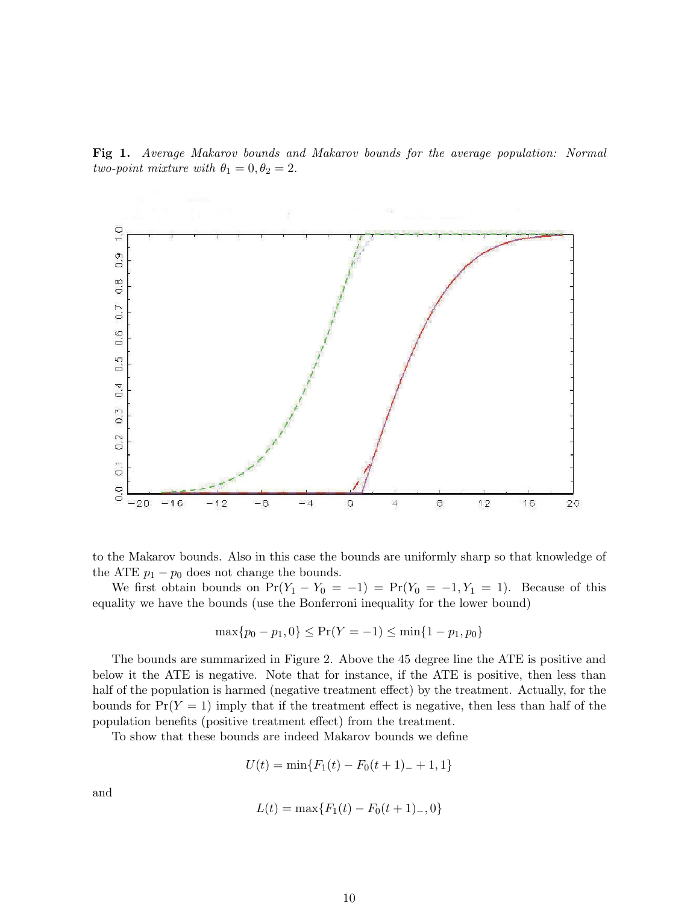**Fig 1.** *Average Makarov bounds and Makarov bounds for the average population: Normal two-point mixture with $\theta_1 = 0, \theta_2 = 2$.*

to the Makarov bounds. Also in this case the bounds are uniformly sharp so that knowledge of the ATE $p_1 - p_0$ does not change the bounds.

We first obtain bounds on $\Pr(Y_1 - Y_0 = -1) = \Pr(Y_0 = -1, Y_1 = 1)$. Because of this equality we have the bounds (use the Bonferroni inequality for the lower bound)

$$\max\{p_0 - p_1, 0\} \leq \Pr(Y = -1) \leq \min\{1 - p_1, p_0\}$$

The bounds are summarized in Figure 2. Above the 45 degree line the ATE is positive and below it the ATE is negative. Note that for instance, if the ATE is positive, then less than half of the population is harmed (negative treatment effect) by the treatment. Actually, for the bounds for $\Pr(Y = 1)$ imply that if the treatment effect is negative, then less than half of the population benefits (positive treatment effect) from the treatment.

To show that these bounds are indeed Makarov bounds we define

$$U(t) = \min\{F_1(t) - F_0(t+1)_- + 1, 1\}$$

and

$$L(t) = \max\{F_1(t) - F_0(t+1)_-, 0\}$$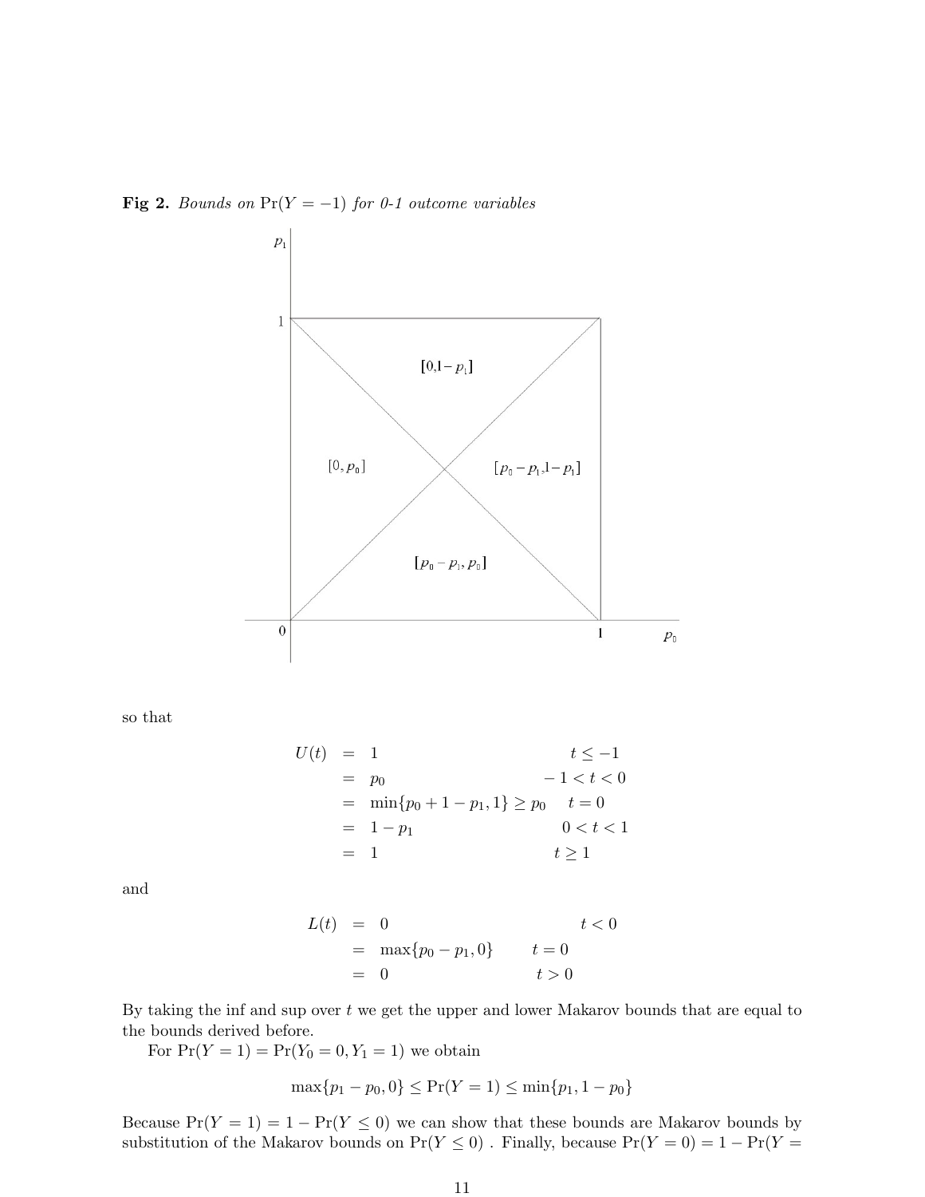**Fig 2.** *Bounds on* $\Pr(Y = -1)$ *for 0-1 outcome variables*

so that

$$
\begin{aligned}
U(t) &= 1 && t \leq -1 \\
&= p_0 && -1 < t < 0 \\
&= \min\{p_0 + 1 - p_1, 1\} \geq p_0 && t = 0 \\
&= 1 - p_1 && 0 < t < 1 \\
&= 1 && t \geq 1
\end{aligned}
$$

and

$$
\begin{aligned}
L(t) &= 0 && t < 0 \\
&= \max\{p_0 - p_1, 0\} && t = 0 \\
&= 0 && t > 0
\end{aligned}
$$

By taking the inf and sup over $t$ we get the upper and lower Makarov bounds that are equal to the bounds derived before.

For $\Pr(Y = 1) = \Pr(Y_0 = 0, Y_1 = 1)$ we obtain

$$\max\{p_1 - p_0, 0\} \leq \Pr(Y = 1) \leq \min\{p_1, 1 - p_0\}$$

Because $\Pr(Y = 1) = 1 - \Pr(Y \leq 0)$ we can show that these bounds are Makarov bounds by substitution of the Makarov bounds on $\Pr(Y \leq 0)$ . Finally, because $\Pr(Y = 0) = 1 - \Pr(Y =$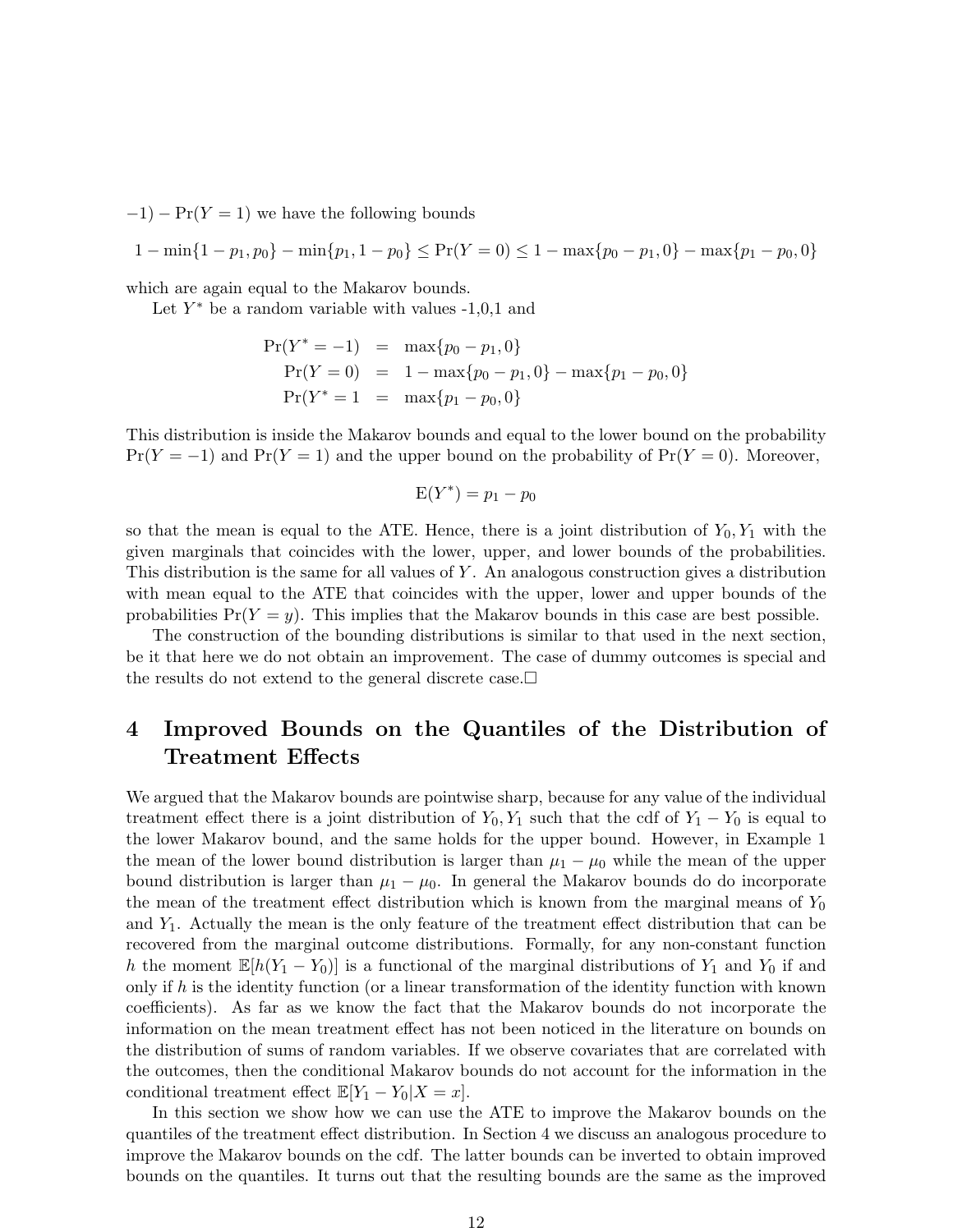$-1) - \Pr(Y = 1)$ we have the following bounds

$$1 - \min\{1 - p_1, p_0\} - \min\{p_1, 1 - p_0\} \leq \Pr(Y = 0) \leq 1 - \max\{p_0 - p_1, 0\} - \max\{p_1 - p_0, 0\}$$

which are again equal to the Makarov bounds.

Let $Y^*$ be a random variable with values -1,0,1 and

$$\begin{aligned}
\Pr(Y^* = -1) &= \max\{p_0 - p_1, 0\} \\
\Pr(Y = 0) &= 1 - \max\{p_0 - p_1, 0\} - \max\{p_1 - p_0, 0\} \\
\Pr(Y^* = 1 &= \max\{p_1 - p_0, 0\}
\end{aligned}$$

This distribution is inside the Makarov bounds and equal to the lower bound on the probability $\Pr(Y = -1)$ and $\Pr(Y = 1)$ and the upper bound on the probability of $\Pr(Y = 0)$. Moreover,

$$\mathrm{E}(Y^*) = p_1 - p_0$$

so that the mean is equal to the ATE. Hence, there is a joint distribution of $Y_0, Y_1$ with the given marginals that coincides with the lower, upper, and lower bounds of the probabilities. This distribution is the same for all values of $Y$. An analogous construction gives a distribution with mean equal to the ATE that coincides with the upper, lower and upper bounds of the probabilities $\Pr(Y = y)$. This implies that the Makarov bounds in this case are best possible.

The construction of the bounding distributions is similar to that used in the next section, be it that here we do not obtain an improvement. The case of dummy outcomes is special and the results do not extend to the general discrete case.□

# 4 Improved Bounds on the Quantiles of the Distribution of Treatment Effects

We argued that the Makarov bounds are pointwise sharp, because for any value of the individual treatment effect there is a joint distribution of $Y_0, Y_1$ such that the cdf of $Y_1 - Y_0$ is equal to the lower Makarov bound, and the same holds for the upper bound. However, in Example 1 the mean of the lower bound distribution is larger than $\mu_1 - \mu_0$ while the mean of the upper bound distribution is larger than $\mu_1 - \mu_0$. In general the Makarov bounds do do incorporate the mean of the treatment effect distribution which is known from the marginal means of $Y_0$ and $Y_1$. Actually the mean is the only feature of the treatment effect distribution that can be recovered from the marginal outcome distributions. Formally, for any non-constant function $h$ the moment $\mathbb{E}[h(Y_1 - Y_0)]$ is a functional of the marginal distributions of $Y_1$ and $Y_0$ if and only if $h$ is the identity function (or a linear transformation of the identity function with known coefficients). As far as we know the fact that the Makarov bounds do not incorporate the information on the mean treatment effect has not been noticed in the literature on bounds on the distribution of sums of random variables. If we observe covariates that are correlated with the outcomes, then the conditional Makarov bounds do not account for the information in the conditional treatment effect $\mathbb{E}[Y_1 - Y_0|X = x]$.

In this section we show how we can use the ATE to improve the Makarov bounds on the quantiles of the treatment effect distribution. In Section 4 we discuss an analogous procedure to improve the Makarov bounds on the cdf. The latter bounds can be inverted to obtain improved bounds on the quantiles. It turns out that the resulting bounds are the same as the improved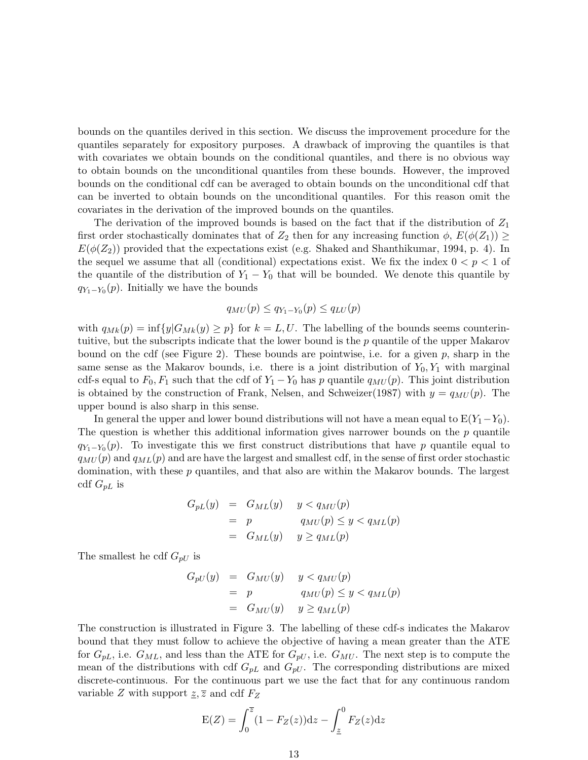bounds on the quantiles derived in this section. We discuss the improvement procedure for the quantiles separately for expository purposes. A drawback of improving the quantiles is that with covariates we obtain bounds on the conditional quantiles, and there is no obvious way to obtain bounds on the unconditional quantiles from these bounds. However, the improved bounds on the conditional cdf can be averaged to obtain bounds on the unconditional cdf that can be inverted to obtain bounds on the unconditional quantiles. For this reason omit the covariates in the derivation of the improved bounds on the quantiles.

The derivation of the improved bounds is based on the fact that if the distribution of $Z_1$ first order stochastically dominates that of $Z_2$ then for any increasing function $\phi$, $E(\phi(Z_1)) \geq E(\phi(Z_2))$ provided that the expectations exist (e.g. Shaked and Shanthikumar, 1994, p. 4). In the sequel we assume that all (conditional) expectations exist. We fix the index $0 < p < 1$ of the quantile of the distribution of $Y_1 - Y_0$ that will be bounded. We denote this quantile by $q_{Y_1-Y_0}(p)$. Initially we have the bounds

$$q_{MU}(p) \leq q_{Y_1-Y_0}(p) \leq q_{LU}(p)$$

with $q_{Mk}(p) = \inf\{y | G_{Mk}(y) \geq p\}$ for $k = L, U$. The labelling of the bounds seems counterintuitive, but the subscripts indicate that the lower bound is the $p$ quantile of the upper Makarov bound on the cdf (see Figure 2). These bounds are pointwise, i.e. for a given $p$, sharp in the same sense as the Makarov bounds, i.e. there is a joint distribution of $Y_0, Y_1$ with marginal cdf-s equal to $F_0, F_1$ such that the cdf of $Y_1 - Y_0$ has $p$ quantile $q_{MU}(p)$. This joint distribution is obtained by the construction of Frank, Nelsen, and Schweizer(1987) with $y = q_{MU}(p)$. The upper bound is also sharp in this sense.

In general the upper and lower bound distributions will not have a mean equal to $\mathrm{E}(Y_1 - Y_0)$. The question is whether this additional information gives narrower bounds on the $p$ quantile $q_{Y_1-Y_0}(p)$. To investigate this we first construct distributions that have $p$ quantile equal to $q_{MU}(p)$ and $q_{ML}(p)$ and are have the largest and smallest cdf, in the sense of first order stochastic domination, with these $p$ quantiles, and that also are within the Makarov bounds. The largest cdf $G_{pL}$ is

$$
\begin{aligned}
G_{pL}(y) &= G_{ML}(y) \quad && y < q_{MU}(p) \\
&= p && q_{MU}(p) \leq y < q_{ML}(p) \\
&= G_{ML}(y) && y \geq q_{ML}(p)
\end{aligned}
$$

The smallest he cdf $G_{pU}$ is

$$
\begin{aligned}
G_{pU}(y) &= G_{MU}(y) \quad && y < q_{MU}(p) \\
&= p && q_{MU}(p) \leq y < q_{ML}(p) \\
&= G_{MU}(y) && y \geq q_{ML}(p)
\end{aligned}
$$

The construction is illustrated in Figure 3. The labelling of these cdf-s indicates the Makarov bound that they must follow to achieve the objective of having a mean greater than the ATE for $G_{pL}$, i.e. $G_{ML}$, and less than the ATE for $G_{pU}$, i.e. $G_{MU}$. The next step is to compute the mean of the distributions with cdf $G_{pL}$ and $G_{pU}$. The corresponding distributions are mixed discrete-continuous. For the continuous part we use the fact that for any continuous random variable $Z$ with support $\underline{z}, \overline{z}$ and cdf $F_Z$

$$\mathrm{E}(Z) = \int_0^{\overline{z}} (1 - F_Z(z))\mathrm{d}z - \int_{\underline{z}}^0 F_Z(z)\mathrm{d}z$$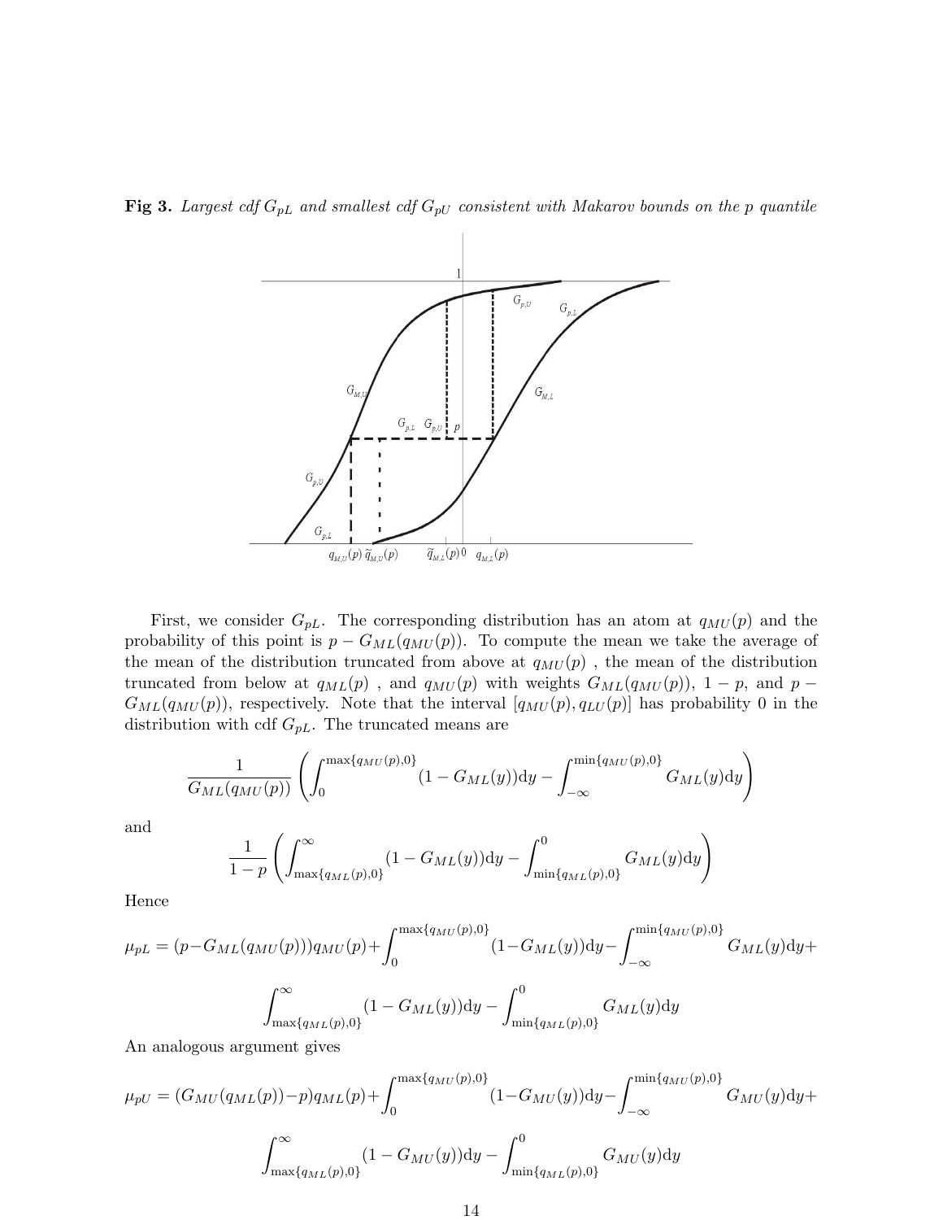**Fig 3.** *Largest cdf $G_{pL}$ and smallest cdf $G_{pU}$ consistent with Makarov bounds on the p quantile*

First, we consider $G_{pL}$. The corresponding distribution has an atom at $q_{MU}(p)$ and the probability of this point is $p - G_{ML}(q_{MU}(p))$. To compute the mean we take the average of the mean of the distribution truncated from above at $q_{MU}(p)$ , the mean of the distribution truncated from below at $q_{ML}(p)$ , and $q_{MU}(p)$ with weights $G_{ML}(q_{MU}(p))$, $1-p$, and $p - G_{ML}(q_{MU}(p))$, respectively. Note that the interval $[q_{MU}(p), q_{LU}(p)]$ has probability 0 in the distribution with cdf $G_{pL}$. The truncated means are

$$\frac{1}{G_{ML}(q_{MU}(p))}\left(\int_0^{\max\{q_{MU}(p),0\}}(1-G_{ML}(y))\mathrm{d}y - \int_{-\infty}^{\min\{q_{MU}(p),0\}} G_{ML}(y)\mathrm{d}y\right)$$

and

$$\frac{1}{1-p}\left(\int_{\max\{q_{ML}(p),0\}}^{\infty}(1-G_{ML}(y))\mathrm{d}y - \int_{\min\{q_{ML}(p),0\}}^{0} G_{ML}(y)\mathrm{d}y\right)$$

Hence

$$\mu_{pL} = (p - G_{ML}(q_{MU}(p)))q_{MU}(p) + \int_0^{\max\{q_{MU}(p),0\}}(1-G_{ML}(y))\mathrm{d}y - \int_{-\infty}^{\min\{q_{MU}(p),0\}} G_{ML}(y)\mathrm{d}y +$$

$$\int_{\max\{q_{ML}(p),0\}}^{\infty}(1-G_{ML}(y))\mathrm{d}y - \int_{\min\{q_{ML}(p),0\}}^{0} G_{ML}(y)\mathrm{d}y$$

An analogous argument gives

$$\mu_{pU} = (G_{MU}(q_{ML}(p)) - p)q_{ML}(p) + \int_0^{\max\{q_{MU}(p),0\}}(1-G_{MU}(y))\mathrm{d}y - \int_{-\infty}^{\min\{q_{MU}(p),0\}} G_{MU}(y)\mathrm{d}y +$$

$$\int_{\max\{q_{ML}(p),0\}}^{\infty}(1-G_{MU}(y))\mathrm{d}y - \int_{\min\{q_{ML}(p),0\}}^{0} G_{MU}(y)\mathrm{d}y$$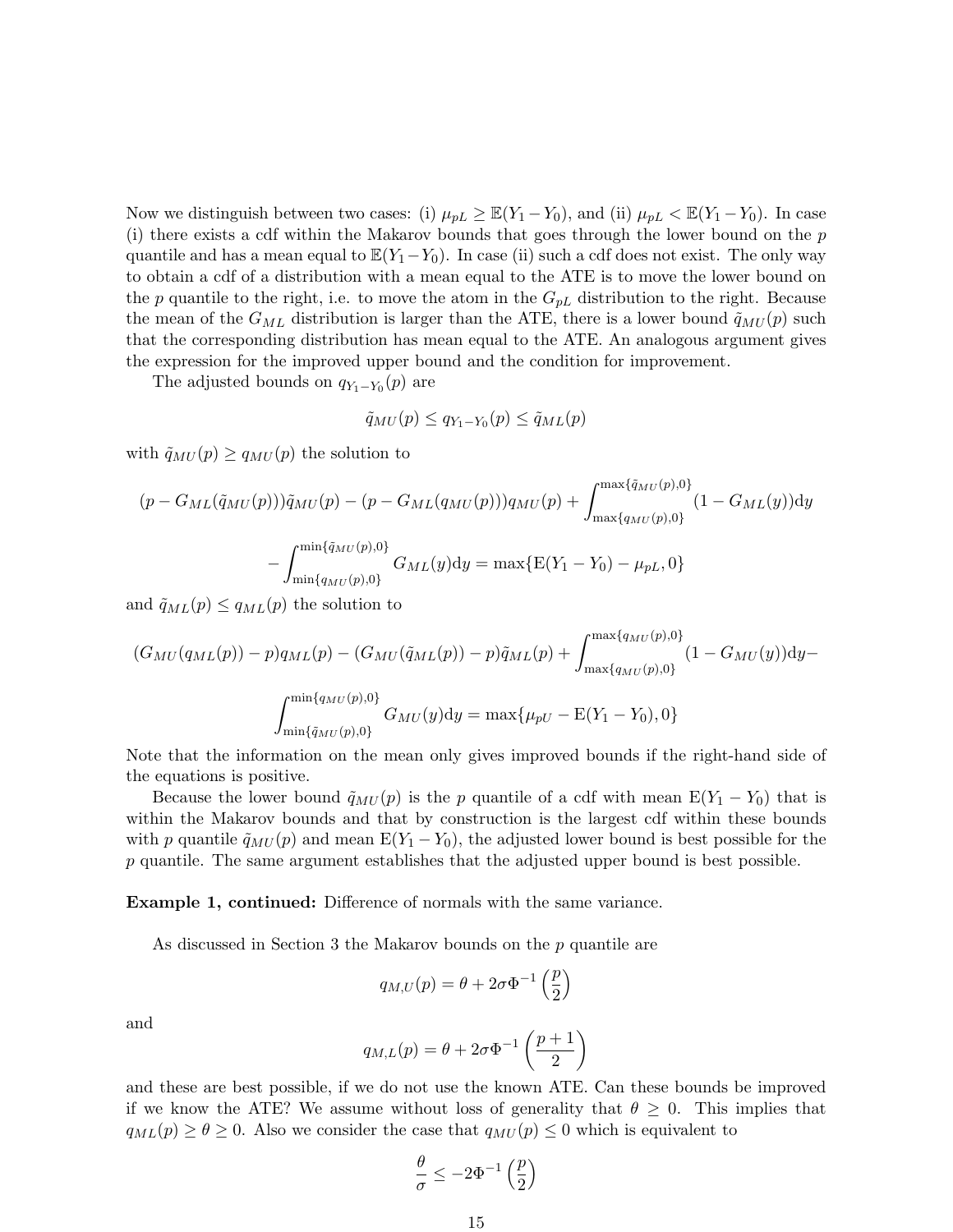Now we distinguish between two cases: (i) $\mu_{pL} \geq \mathbb{E}(Y_1 - Y_0)$, and (ii) $\mu_{pL} < \mathbb{E}(Y_1 - Y_0)$. In case (i) there exists a cdf within the Makarov bounds that goes through the lower bound on the $p$ quantile and has a mean equal to $\mathbb{E}(Y_1 - Y_0)$. In case (ii) such a cdf does not exist. The only way to obtain a cdf of a distribution with a mean equal to the ATE is to move the lower bound on the $p$ quantile to the right, i.e. to move the atom in the $G_{pL}$ distribution to the right. Because the mean of the $G_{ML}$ distribution is larger than the ATE, there is a lower bound $\tilde{q}_{MU}(p)$ such that the corresponding distribution has mean equal to the ATE. An analogous argument gives the expression for the improved upper bound and the condition for improvement.

The adjusted bounds on $q_{Y_1-Y_0}(p)$ are

$$\tilde{q}_{MU}(p) \leq q_{Y_1-Y_0}(p) \leq \tilde{q}_{ML}(p)$$

with $\tilde{q}_{MU}(p) \geq q_{MU}(p)$ the solution to

$$(p - G_{ML}(\tilde{q}_{MU}(p)))\tilde{q}_{MU}(p) - (p - G_{ML}(q_{MU}(p)))q_{MU}(p) + \int_{\max\{q_{MU}(p),0\}}^{\max\{\tilde{q}_{MU}(p),0\}} (1 - G_{ML}(y))\mathrm{d}y$$

$$- \int_{\min\{q_{MU}(p),0\}}^{\min\{\tilde{q}_{MU}(p),0\}} G_{ML}(y)\mathrm{d}y = \max\{\mathrm{E}(Y_1 - Y_0) - \mu_{pL}, 0\}$$

and $\tilde{q}_{ML}(p) \leq q_{ML}(p)$ the solution to

$$(G_{MU}(q_{ML}(p)) - p)q_{ML}(p) - (G_{MU}(\tilde{q}_{ML}(p)) - p)\tilde{q}_{ML}(p) + \int_{\max\{q_{MU}(p),0\}}^{\max\{q_{MU}(p),0\}} (1 - G_{MU}(y))\mathrm{d}y -$$

$$\int_{\min\{\tilde{q}_{MU}(p),0\}}^{\min\{q_{MU}(p),0\}} G_{MU}(y)\mathrm{d}y = \max\{\mu_{pU} - \mathrm{E}(Y_1 - Y_0), 0\}$$

Note that the information on the mean only gives improved bounds if the right-hand side of the equations is positive.

Because the lower bound $\tilde{q}_{MU}(p)$ is the $p$ quantile of a cdf with mean $\mathrm{E}(Y_1 - Y_0)$ that is within the Makarov bounds and that by construction is the largest cdf within these bounds with $p$ quantile $\tilde{q}_{MU}(p)$ and mean $\mathrm{E}(Y_1 - Y_0)$, the adjusted lower bound is best possible for the $p$ quantile. The same argument establishes that the adjusted upper bound is best possible.

**Example 1, continued:** Difference of normals with the same variance.

As discussed in Section 3 the Makarov bounds on the $p$ quantile are

$$q_{M,U}(p) = \theta + 2\sigma\Phi^{-1}\left(\frac{p}{2}\right)$$

and

$$q_{M,L}(p) = \theta + 2\sigma\Phi^{-1}\left(\frac{p+1}{2}\right)$$

and these are best possible, if we do not use the known ATE. Can these bounds be improved if we know the ATE? We assume without loss of generality that $\theta \geq 0$. This implies that $q_{ML}(p) \geq \theta \geq 0$. Also we consider the case that $q_{MU}(p) \leq 0$ which is equivalent to

$$\frac{\theta}{\sigma} \leq -2\Phi^{-1}\left(\frac{p}{2}\right)$$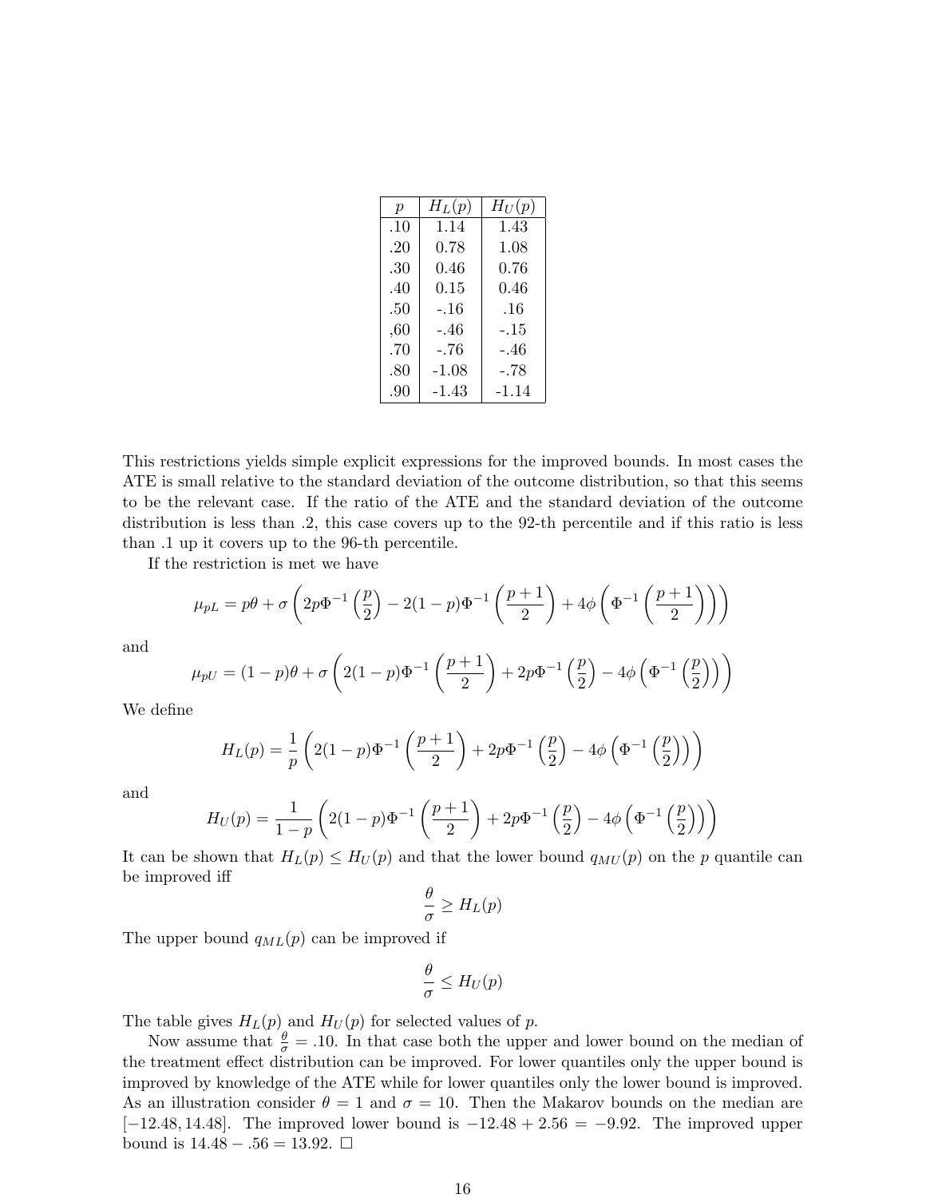| $p$ | $H_L(p)$ | $H_U(p)$ |
|---|---|---|
| .10 | 1.14 | 1.43 |
| .20 | 0.78 | 1.08 |
| .30 | 0.46 | 0.76 |
| .40 | 0.15 | 0.46 |
| .50 | -.16 | .16 |
| ,60 | -.46 | -.15 |
| .70 | -.76 | -.46 |
| .80 | -1.08 | -.78 |
| .90 | -1.43 | -1.14 |

This restrictions yields simple explicit expressions for the improved bounds. In most cases the ATE is small relative to the standard deviation of the outcome distribution, so that this seems to be the relevant case. If the ratio of the ATE and the standard deviation of the outcome distribution is less than .2, this case covers up to the 92-th percentile and if this ratio is less than .1 up it covers up to the 96-th percentile.

If the restriction is met we have

$$\mu_{pL} = p\theta + \sigma\left(2p\Phi^{-1}\left(\frac{p}{2}\right) - 2(1-p)\Phi^{-1}\left(\frac{p+1}{2}\right) + 4\phi\left(\Phi^{-1}\left(\frac{p+1}{2}\right)\right)\right)$$

and

$$\mu_{pU} = (1-p)\theta + \sigma\left(2(1-p)\Phi^{-1}\left(\frac{p+1}{2}\right) + 2p\Phi^{-1}\left(\frac{p}{2}\right) - 4\phi\left(\Phi^{-1}\left(\frac{p}{2}\right)\right)\right)$$

We define

$$H_L(p) = \frac{1}{p}\left(2(1-p)\Phi^{-1}\left(\frac{p+1}{2}\right) + 2p\Phi^{-1}\left(\frac{p}{2}\right) - 4\phi\left(\Phi^{-1}\left(\frac{p}{2}\right)\right)\right)$$

and

$$H_U(p) = \frac{1}{1-p}\left(2(1-p)\Phi^{-1}\left(\frac{p+1}{2}\right) + 2p\Phi^{-1}\left(\frac{p}{2}\right) - 4\phi\left(\Phi^{-1}\left(\frac{p}{2}\right)\right)\right)$$

It can be shown that $H_L(p) \leq H_U(p)$ and that the lower bound $q_{MU}(p)$ on the $p$ quantile can be improved iff

$$\frac{\theta}{\sigma} \geq H_L(p)$$

The upper bound $q_{ML}(p)$ can be improved if

$$\frac{\theta}{\sigma} \leq H_U(p)$$

The table gives $H_L(p)$ and $H_U(p)$ for selected values of $p$.

Now assume that $\frac{\theta}{\sigma} = .10$. In that case both the upper and lower bound on the median of the treatment effect distribution can be improved. For lower quantiles only the upper bound is improved by knowledge of the ATE while for lower quantiles only the lower bound is improved. As an illustration consider $\theta = 1$ and $\sigma = 10$. Then the Makarov bounds on the median are $[-12.48, 14.48]$. The improved lower bound is $-12.48 + 2.56 = -9.92$. The improved upper bound is $14.48 - .56 = 13.92$. □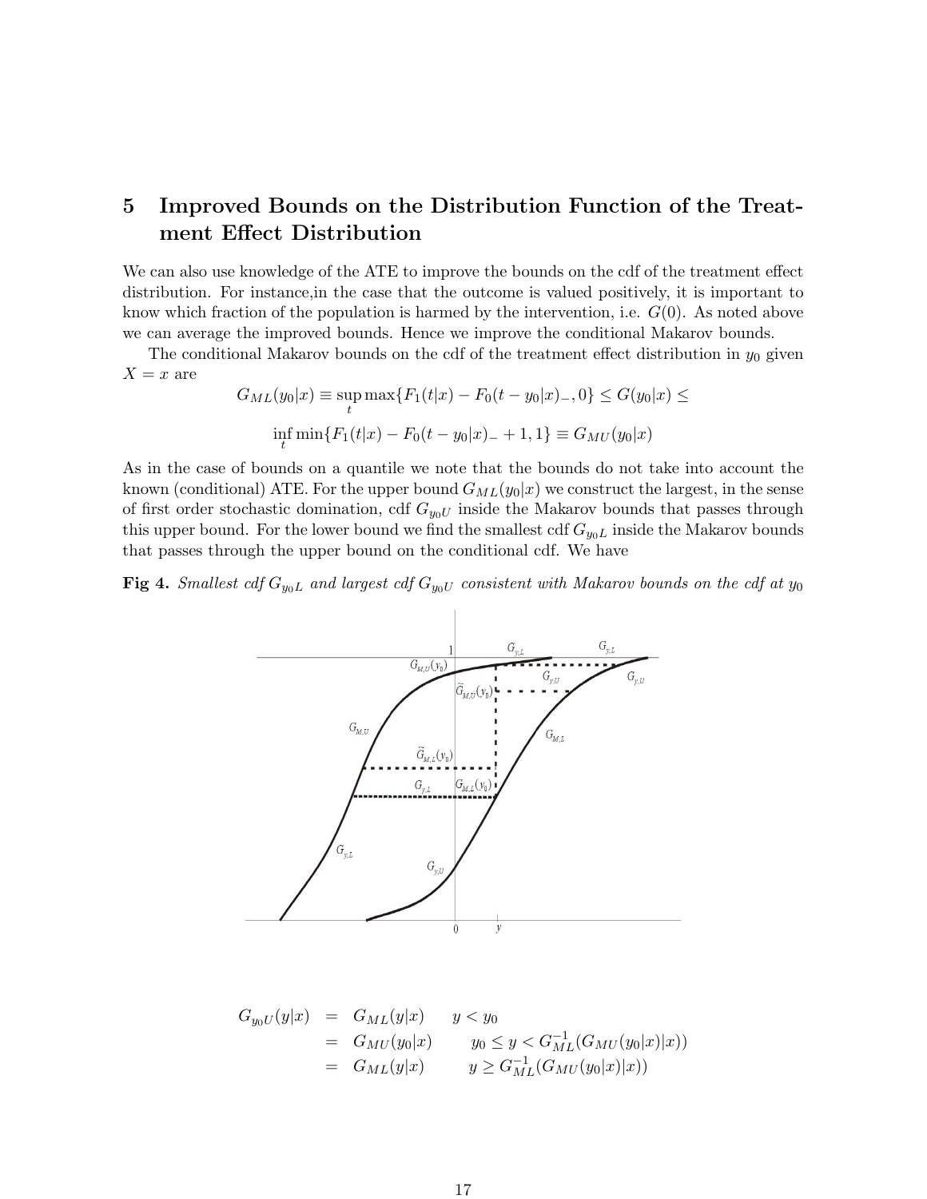# 5 Improved Bounds on the Distribution Function of the Treatment Effect Distribution

We can also use knowledge of the ATE to improve the bounds on the cdf of the treatment effect distribution. For instance,in the case that the outcome is valued positively, it is important to know which fraction of the population is harmed by the intervention, i.e. $G(0)$. As noted above we can average the improved bounds. Hence we improve the conditional Makarov bounds.

The conditional Makarov bounds on the cdf of the treatment effect distribution in $y_0$ given $X = x$ are

$$G_{ML}(y_0|x) \equiv \sup_t \max\{F_1(t|x) - F_0(t - y_0|x)_-, 0\} \leq G(y_0|x) \leq$$

$$\inf_t \min\{F_1(t|x) - F_0(t - y_0|x)_- + 1, 1\} \equiv G_{MU}(y_0|x)$$

As in the case of bounds on a quantile we note that the bounds do not take into account the known (conditional) ATE. For the upper bound $G_{ML}(y_0|x)$ we construct the largest, in the sense of first order stochastic domination, cdf $G_{y_0U}$ inside the Makarov bounds that passes through this upper bound. For the lower bound we find the smallest cdf $G_{y_0L}$ inside the Makarov bounds that passes through the upper bound on the conditional cdf. We have

**Fig 4.** *Smallest cdf $G_{y_0L}$ and largest cdf $G_{y_0U}$ consistent with Makarov bounds on the cdf at $y_0$*

$$\begin{aligned}
G_{y_0U}(y|x) &= G_{ML}(y|x) \qquad y < y_0 \\
&= G_{MU}(y_0|x) \qquad y_0 \leq y < G_{ML}^{-1}(G_{MU}(y_0|x)|x)) \\
&= G_{ML}(y|x) \qquad y \geq G_{ML}^{-1}(G_{MU}(y_0|x)|x))
\end{aligned}$$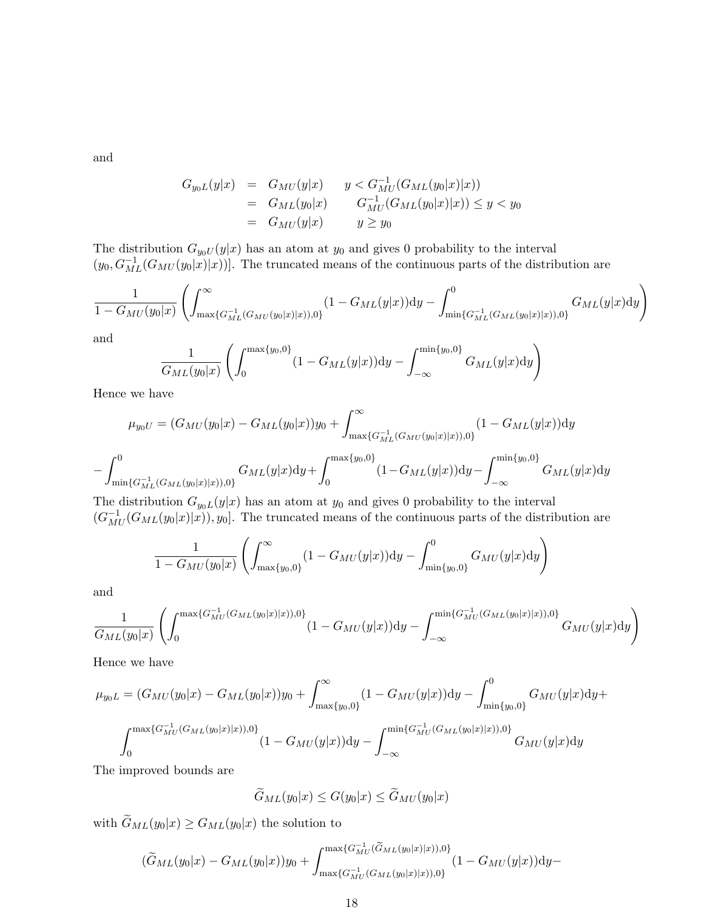and

$$
\begin{aligned}
G_{y_0L}(y|x) &= G_{MU}(y|x) \qquad y < G_{MU}^{-1}(G_{ML}(y_0|x)|x)) \\
&= G_{ML}(y_0|x) \qquad G_{MU}^{-1}(G_{ML}(y_0|x)|x)) \le y < y_0 \\
&= G_{MU}(y|x) \qquad y \ge y_0
\end{aligned}
$$

The distribution $G_{y_0U}(y|x)$ has an atom at $y_0$ and gives 0 probability to the interval $(y_0, G_{ML}^{-1}(G_{MU}(y_0|x)|x))]$. The truncated means of the continuous parts of the distribution are

$$
\frac{1}{1-G_{MU}(y_0|x)}\left(\int_{\max\{G_{ML}^{-1}(G_{MU}(y_0|x)|x)),0\}}^{\infty}(1-G_{ML}(y|x))\mathrm{d}y - \int_{\min\{G_{ML}^{-1}(G_{ML}(y_0|x)|x)),0\}}^{0} G_{ML}(y|x)\mathrm{d}y\right)
$$

and

$$
\frac{1}{G_{ML}(y_0|x)}\left(\int_{0}^{\max\{y_0,0\}}(1-G_{ML}(y|x))\mathrm{d}y - \int_{-\infty}^{\min\{y_0,0\}} G_{ML}(y|x)\mathrm{d}y\right)
$$

Hence we have

$$
\mu_{y_0U} = (G_{MU}(y_0|x) - G_{ML}(y_0|x))y_0 + \int_{\max\{G_{ML}^{-1}(G_{MU}(y_0|x)|x)),0\}}^{\infty}(1-G_{ML}(y|x))\mathrm{d}y
$$

$$
-\int_{\min\{G_{ML}^{-1}(G_{ML}(y_0|x)|x)),0\}}^{0} G_{ML}(y|x)\mathrm{d}y + \int_{0}^{\max\{y_0,0\}}(1-G_{ML}(y|x))\mathrm{d}y - \int_{-\infty}^{\min\{y_0,0\}} G_{ML}(y|x)\mathrm{d}y
$$

The distribution $G_{y_0L}(y|x)$ has an atom at $y_0$ and gives 0 probability to the interval $(G_{MU}^{-1}(G_{ML}(y_0|x)|x)), y_0]$. The truncated means of the continuous parts of the distribution are

$$
\frac{1}{1-G_{MU}(y_0|x)}\left(\int_{\max\{y_0,0\}}^{\infty}(1-G_{MU}(y|x))\mathrm{d}y - \int_{\min\{y_0,0\}}^{0} G_{MU}(y|x)\mathrm{d}y\right)
$$

and

$$
\frac{1}{G_{ML}(y_0|x)}\left(\int_{0}^{\max\{G_{MU}^{-1}(G_{ML}(y_0|x)|x)),0\}}(1-G_{MU}(y|x))\mathrm{d}y - \int_{-\infty}^{\min\{G_{MU}^{-1}(G_{ML}(y_0|x)|x)),0\}} G_{MU}(y|x)\mathrm{d}y\right)
$$

Hence we have

$$
\mu_{y_0L} = (G_{MU}(y_0|x) - G_{ML}(y_0|x))y_0 + \int_{\max\{y_0,0\}}^{\infty}(1-G_{MU}(y|x))\mathrm{d}y - \int_{\min\{y_0,0\}}^{0} G_{MU}(y|x)\mathrm{d}y +
$$

$$
\int_{0}^{\max\{G_{MU}^{-1}(G_{ML}(y_0|x)|x)),0\}}(1-G_{MU}(y|x))\mathrm{d}y - \int_{-\infty}^{\min\{G_{MU}^{-1}(G_{ML}(y_0|x)|x)),0\}} G_{MU}(y|x)\mathrm{d}y
$$

The improved bounds are

$$
\widetilde{G}_{ML}(y_0|x) \le G(y_0|x) \le \widetilde{G}_{MU}(y_0|x)
$$

with $\widetilde{G}_{ML}(y_0|x) \ge G_{ML}(y_0|x)$ the solution to

$$
(\widetilde{G}_{ML}(y_0|x) - G_{ML}(y_0|x))y_0 + \int_{\max\{G_{MU}^{-1}(G_{ML}(y_0|x)|x)),0\}}^{\max\{G_{MU}^{-1}(\widetilde{G}_{ML}(y_0|x)|x)),0\}}(1-G_{MU}(y|x))\mathrm{d}y -
$$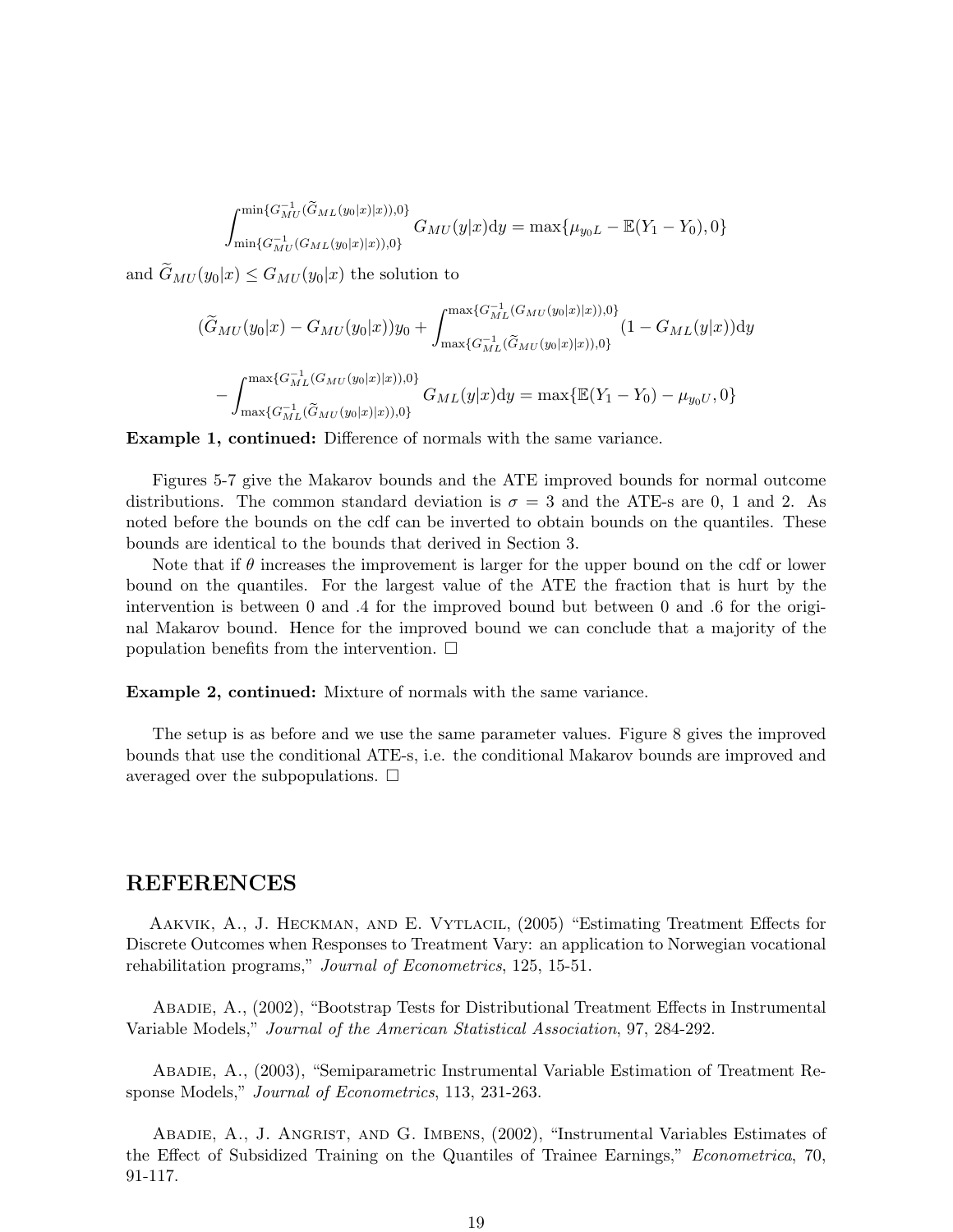$$\int_{\min\{G_{MU}^{-1}(G_{ML}(y_0|x)|x)),0\}}^{\min\{G_{MU}^{-1}(\widetilde{G}_{ML}(y_0|x)|x)),0\}} G_{MU}(y|x)\mathrm{d}y = \max\{\mu_{y_0L} - \mathbb{E}(Y_1 - Y_0), 0\}$$

and $\widetilde{G}_{MU}(y_0|x) \leq G_{MU}(y_0|x)$ the solution to

$$(\widetilde{G}_{MU}(y_0|x) - G_{MU}(y_0|x))y_0 + \int_{\max\{G_{ML}^{-1}(\widetilde{G}_{MU}(y_0|x)|x)),0\}}^{\max\{G_{ML}^{-1}(G_{MU}(y_0|x)|x)),0\}} (1 - G_{ML}(y|x))\mathrm{d}y$$

$$- \int_{\max\{G_{ML}^{-1}(\widetilde{G}_{MU}(y_0|x)|x)),0\}}^{\max\{G_{ML}^{-1}(G_{MU}(y_0|x)|x)),0\}} G_{ML}(y|x)\mathrm{d}y = \max\{\mathbb{E}(Y_1 - Y_0) - \mu_{y_0U}, 0\}$$

**Example 1, continued:** Difference of normals with the same variance.

Figures 5-7 give the Makarov bounds and the ATE improved bounds for normal outcome distributions. The common standard deviation is $\sigma = 3$ and the ATE-s are 0, 1 and 2. As noted before the bounds on the cdf can be inverted to obtain bounds on the quantiles. These bounds are identical to the bounds that derived in Section 3.

Note that if $\theta$ increases the improvement is larger for the upper bound on the cdf or lower bound on the quantiles. For the largest value of the ATE the fraction that is hurt by the intervention is between 0 and .4 for the improved bound but between 0 and .6 for the original Makarov bound. Hence for the improved bound we can conclude that a majority of the population benefits from the intervention. □

**Example 2, continued:** Mixture of normals with the same variance.

The setup is as before and we use the same parameter values. Figure 8 gives the improved bounds that use the conditional ATE-s, i.e. the conditional Makarov bounds are improved and averaged over the subpopulations. □

## REFERENCES

Aakvik, A., J. Heckman, and E. Vytlacil, (2005) "Estimating Treatment Effects for Discrete Outcomes when Responses to Treatment Vary: an application to Norwegian vocational rehabilitation programs," *Journal of Econometrics*, 125, 15-51.

Abadie, A., (2002), "Bootstrap Tests for Distributional Treatment Effects in Instrumental Variable Models," *Journal of the American Statistical Association*, 97, 284-292.

Abadie, A., (2003), "Semiparametric Instrumental Variable Estimation of Treatment Response Models," *Journal of Econometrics*, 113, 231-263.

Abadie, A., J. Angrist, and G. Imbens, (2002), "Instrumental Variables Estimates of the Effect of Subsidized Training on the Quantiles of Trainee Earnings," *Econometrica*, 70, 91-117.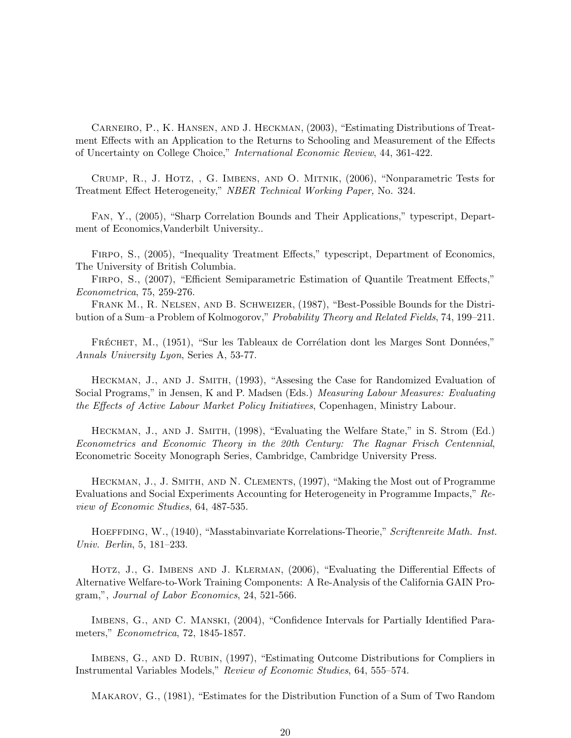Carneiro, P., K. Hansen, and J. Heckman, (2003), "Estimating Distributions of Treatment Effects with an Application to the Returns to Schooling and Measurement of the Effects of Uncertainty on College Choice," *International Economic Review*, 44, 361-422.

Crump, R., J. Hotz, , G. Imbens, and O. Mitnik, (2006), "Nonparametric Tests for Treatment Effect Heterogeneity," *NBER Technical Working Paper,* No. 324.

Fan, Y., (2005), "Sharp Correlation Bounds and Their Applications," typescript, Department of Economics,Vanderbilt University..

Firpo, S., (2005), "Inequality Treatment Effects," typescript, Department of Economics, The University of British Columbia.

Firpo, S., (2007), "Efficient Semiparametric Estimation of Quantile Treatment Effects," *Econometrica*, 75, 259-276.

Frank M., R. Nelsen, and B. Schweizer, (1987), "Best-Possible Bounds for the Distribution of a Sum–a Problem of Kolmogorov," *Probability Theory and Related Fields*, 74, 199–211.

Fréchet, M., (1951), "Sur les Tableaux de Corrélation dont les Marges Sont Données," *Annals University Lyon*, Series A, 53-77.

Heckman, J., and J. Smith, (1993), "Assesing the Case for Randomized Evaluation of Social Programs," in Jensen, K and P. Madsen (Eds.) *Measuring Labour Measures: Evaluating the Effects of Active Labour Market Policy Initiatives*, Copenhagen, Ministry Labour.

Heckman, J., and J. Smith, (1998), "Evaluating the Welfare State," in S. Strom (Ed.) *Econometrics and Economic Theory in the 20th Century: The Ragnar Frisch Centennial*, Econometric Soceity Monograph Series, Cambridge, Cambridge University Press.

Heckman, J., J. Smith, and N. Clements, (1997), "Making the Most out of Programme Evaluations and Social Experiments Accounting for Heterogeneity in Programme Impacts," *Review of Economic Studies*, 64, 487-535.

Hoeffding, W., (1940), "Masstabinvariate Korrelations-Theorie," *Scriftenreite Math. Inst. Univ. Berlin*, 5, 181–233.

Hotz, J., G. Imbens and J. Klerman, (2006), "Evaluating the Differential Effects of Alternative Welfare-to-Work Training Components: A Re-Analysis of the California GAIN Program,", *Journal of Labor Economics*, 24, 521-566.

Imbens, G., and C. Manski, (2004), "Confidence Intervals for Partially Identified Parameters," *Econometrica*, 72, 1845-1857.

Imbens, G., and D. Rubin, (1997), "Estimating Outcome Distributions for Compliers in Instrumental Variables Models," *Review of Economic Studies*, 64, 555–574.

Makarov, G., (1981), "Estimates for the Distribution Function of a Sum of Two Random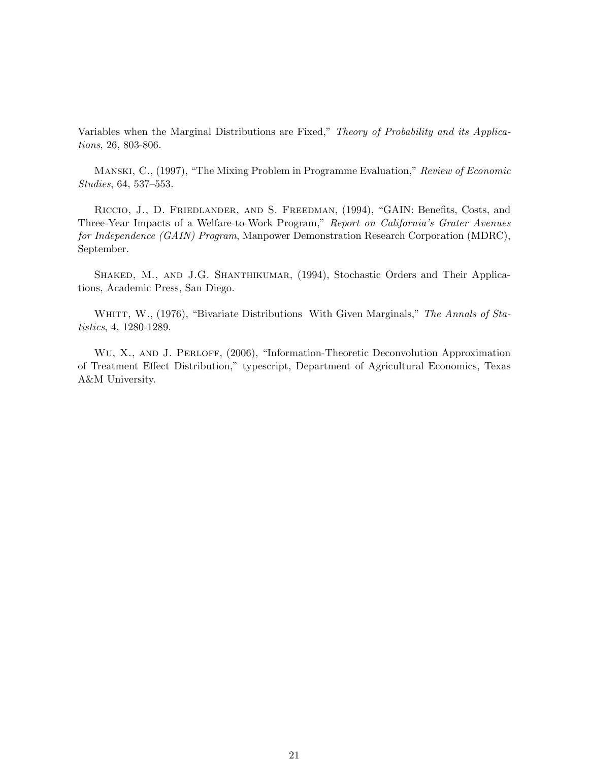Variables when the Marginal Distributions are Fixed," *Theory of Probability and its Applications*, 26, 803-806.

Manski, C., (1997), "The Mixing Problem in Programme Evaluation," *Review of Economic Studies*, 64, 537–553.

Riccio, J., D. Friedlander, and S. Freedman, (1994), "GAIN: Benefits, Costs, and Three-Year Impacts of a Welfare-to-Work Program," *Report on California's Grater Avenues for Independence (GAIN) Program*, Manpower Demonstration Research Corporation (MDRC), September.

Shaked, M., and J.G. Shanthikumar, (1994), Stochastic Orders and Their Applications, Academic Press, San Diego.

Whitt, W., (1976), "Bivariate Distributions With Given Marginals," *The Annals of Statistics*, 4, 1280-1289.

Wu, X., and J. Perloff, (2006), "Information-Theoretic Deconvolution Approximation of Treatment Effect Distribution," typescript, Department of Agricultural Economics, Texas A&M University.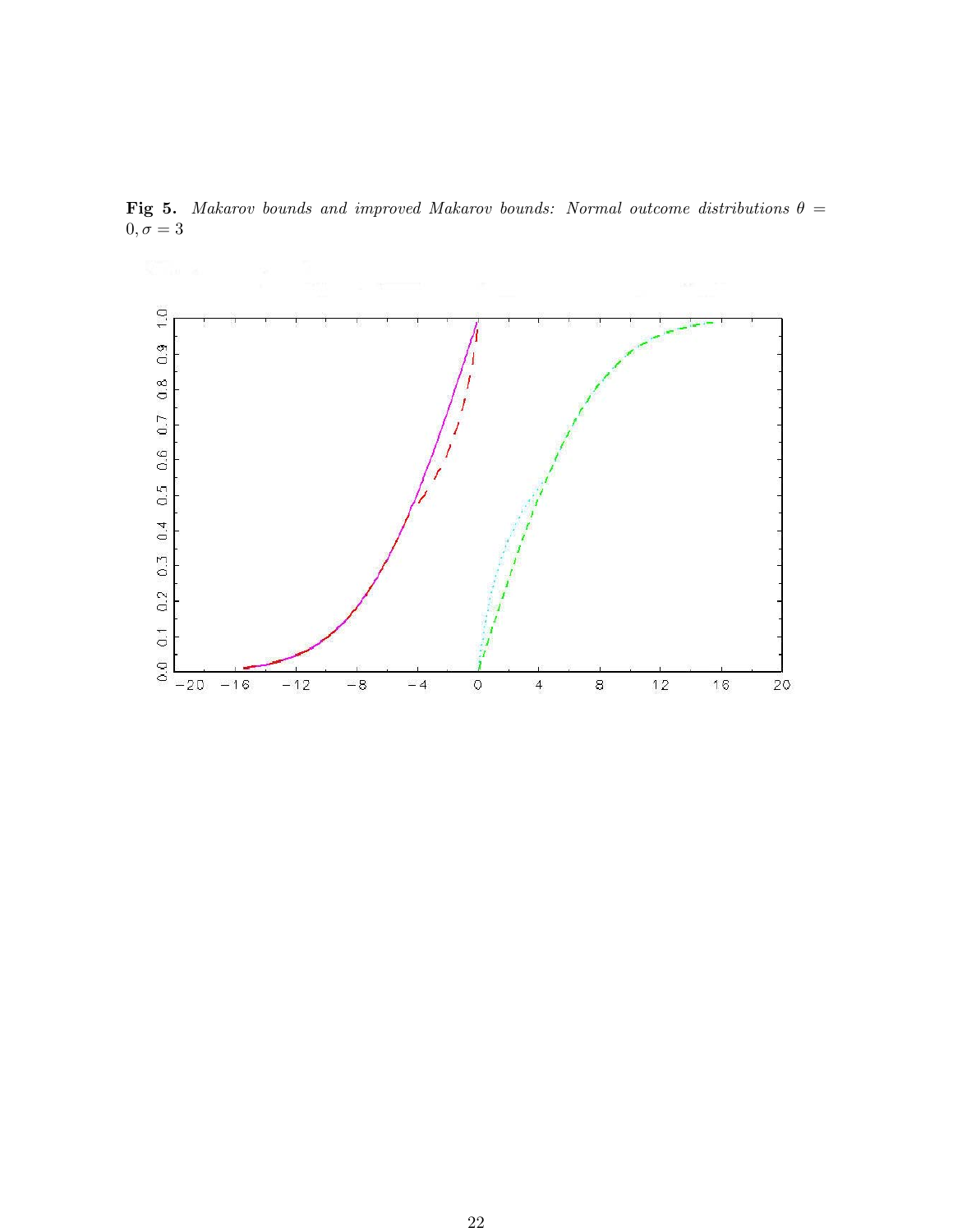**Fig 5.** *Makarov bounds and improved Makarov bounds: Normal outcome distributions $\theta = 0, \sigma = 3$*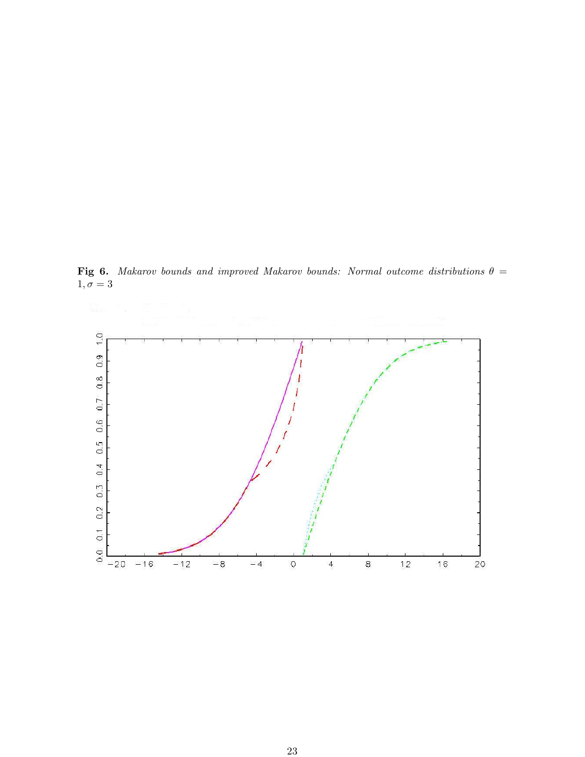**Fig 6.** *Makarov bounds and improved Makarov bounds: Normal outcome distributions $\theta = 1, \sigma = 3$*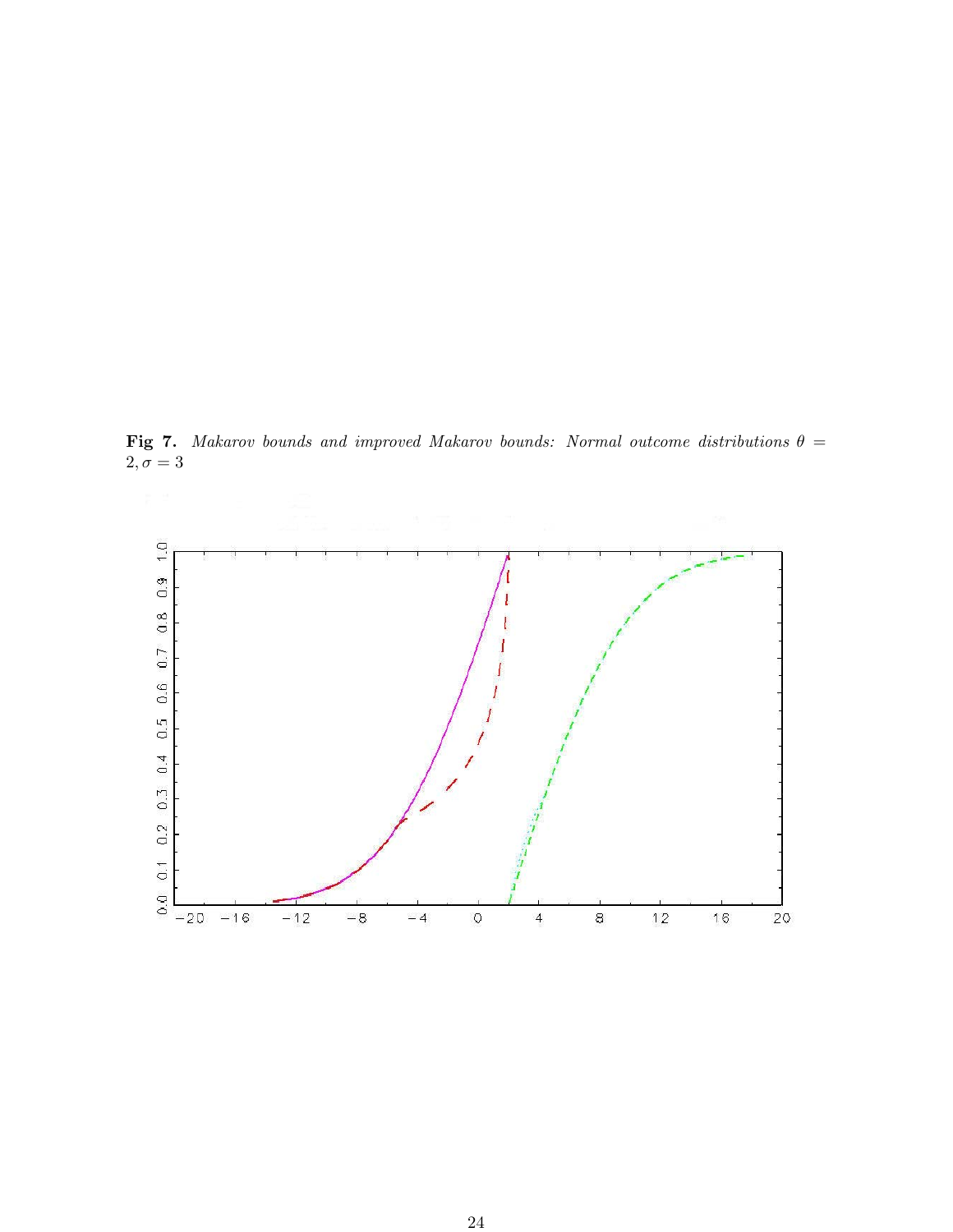**Fig 7.** *Makarov bounds and improved Makarov bounds: Normal outcome distributions $\theta = 2, \sigma = 3$*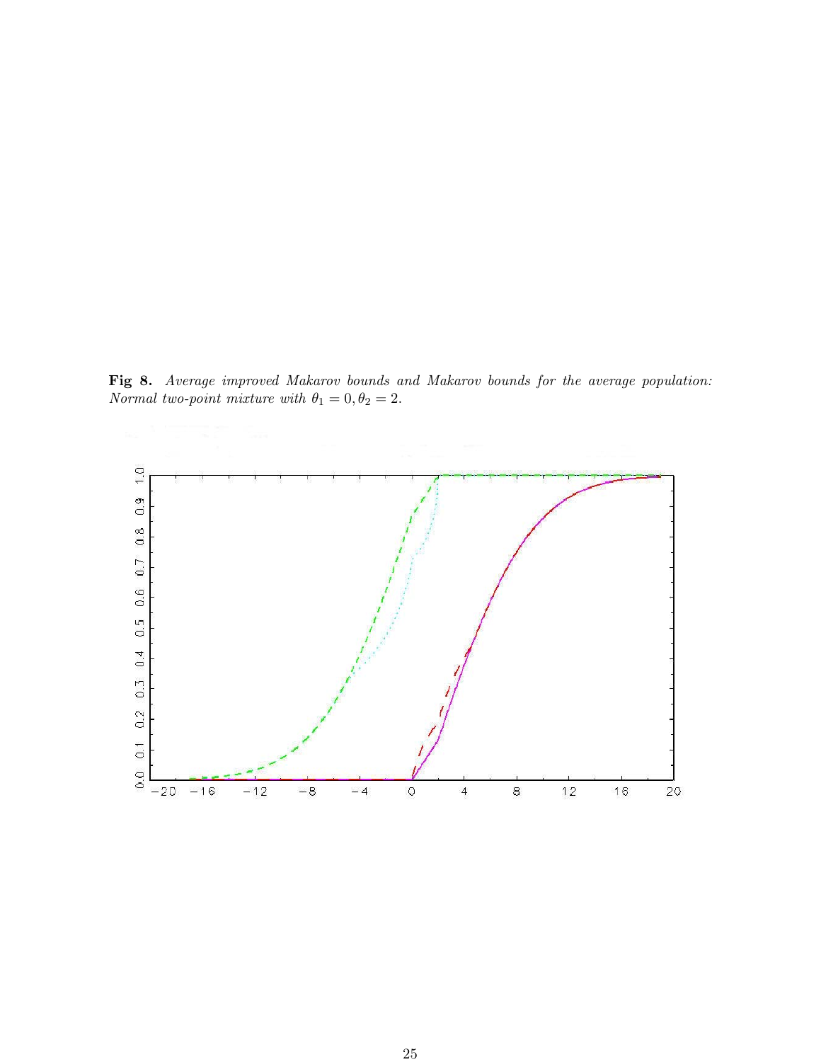**Fig 8.** *Average improved Makarov bounds and Makarov bounds for the average population: Normal two-point mixture with $\theta_1 = 0, \theta_2 = 2$.*

1.0
0.9
0.8
0.7
0.6
0.5
0.4
0.3
0.2
0.1
0.0

−20 −16 −12 −8 −4 0 4 8 12 16 20